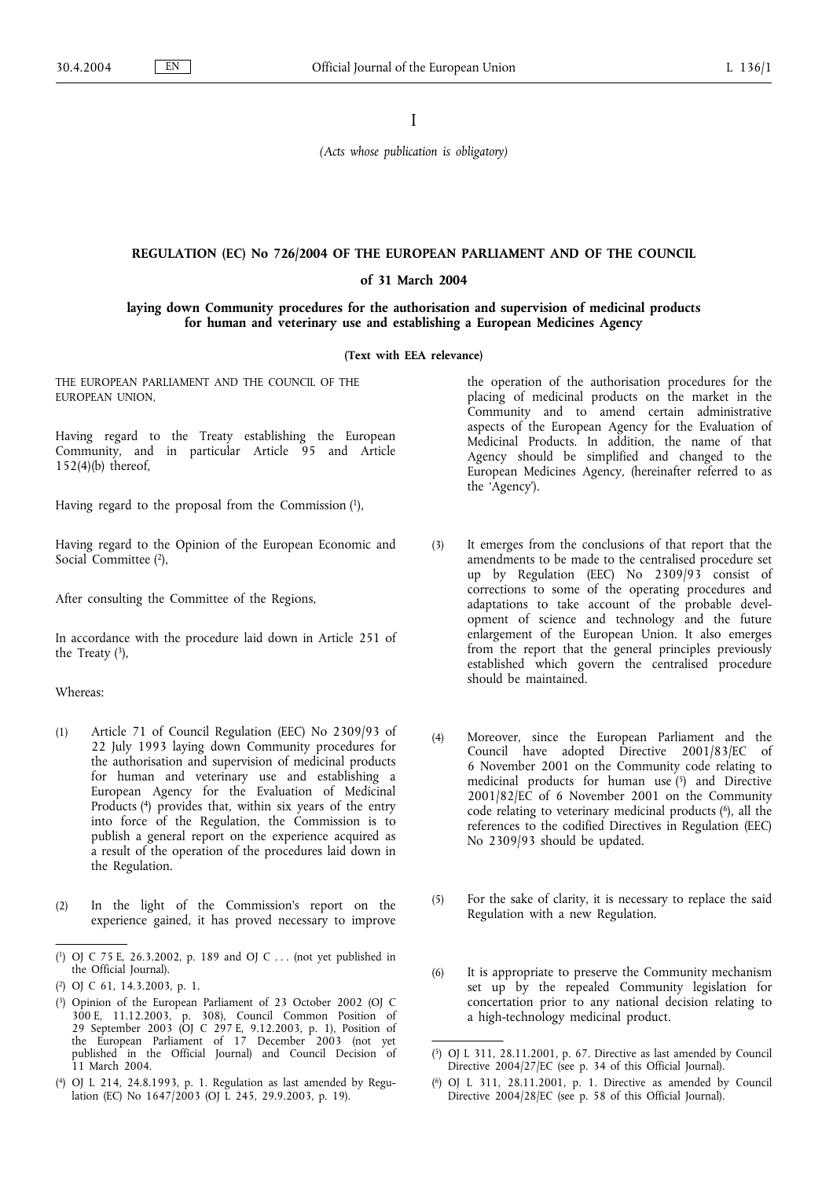I

*(Acts whose publication is obligatory)*

# REGULATION (EC) No 726/2004 OF THE EUROPEAN PARLIAMENT AND OF THE COUNCIL

## of 31 March 2004

## laying down Community procedures for the authorisation and supervision of medicinal products for human and veterinary use and establishing a European Medicines Agency

**(Text with EEA relevance)**

THE EUROPEAN PARLIAMENT AND THE COUNCIL OF THE EUROPEAN UNION,

Having regard to the Treaty establishing the European Community, and in particular Article 95 and Article 152(4)(b) thereof,

Having regard to the proposal from the Commission [1],

Having regard to the Opinion of the European Economic and Social Committee [2],

After consulting the Committee of the Regions,

In accordance with the procedure laid down in Article 251 of the Treaty [3],

Whereas:

(1) Article 71 of Council Regulation (EEC) No 2309/93 of 22 July 1993 laying down Community procedures for the authorisation and supervision of medicinal products for human and veterinary use and establishing a European Agency for the Evaluation of Medicinal Products [4] provides that, within six years of the entry into force of the Regulation, the Commission is to publish a general report on the experience acquired as a result of the operation of the procedures laid down in the Regulation.

(2) In the light of the Commission's report on the experience gained, it has proved necessary to improve the operation of the authorisation procedures for the placing of medicinal products on the market in the Community and to amend certain administrative aspects of the European Agency for the Evaluation of Medicinal Products. In addition, the name of that Agency should be simplified and changed to the European Medicines Agency, (hereinafter referred to as the 'Agency').

(3) It emerges from the conclusions of that report that the amendments to be made to the centralised procedure set up by Regulation (EEC) No 2309/93 consist of corrections to some of the operating procedures and adaptations to take account of the probable development of science and technology and the future enlargement of the European Union. It also emerges from the report that the general principles previously established which govern the centralised procedure should be maintained.

(4) Moreover, since the European Parliament and the Council have adopted Directive 2001/83/EC of 6 November 2001 on the Community code relating to medicinal products for human use [5] and Directive 2001/82/EC of 6 November 2001 on the Community code relating to veterinary medicinal products [6], all the references to the codified Directives in Regulation (EEC) No 2309/93 should be updated.

(5) For the sake of clarity, it is necessary to replace the said Regulation with a new Regulation.

(6) It is appropriate to preserve the Community mechanism set up by the repealed Community legislation for concertation prior to any national decision relating to a high-technology medicinal product.

---

[1] OJ C 75 E, 26.3.2002, p. 189 and OJ C . . . (not yet published in the Official Journal).

[2] OJ C 61, 14.3.2003, p. 1.

[3] Opinion of the European Parliament of 23 October 2002 (OJ C 300 E, 11.12.2003, p. 308), Council Common Position of 29 September 2003 (OJ C 297 E, 9.12.2003, p. 1), Position of the European Parliament of 17 December 2003 (not yet published in the Official Journal) and Council Decision of 11 March 2004.

[4] OJ L 214, 24.8.1993, p. 1. Regulation as last amended by Regulation (EC) No 1647/2003 (OJ L 245, 29.9.2003, p. 19).

[5] OJ L 311, 28.11.2001, p. 67. Directive as last amended by Council Directive 2004/27/EC (see p. 34 of this Official Journal).

[6] OJ L 311, 28.11.2001, p. 1. Directive as amended by Council Directive 2004/28/EC (see p. 58 of this Official Journal).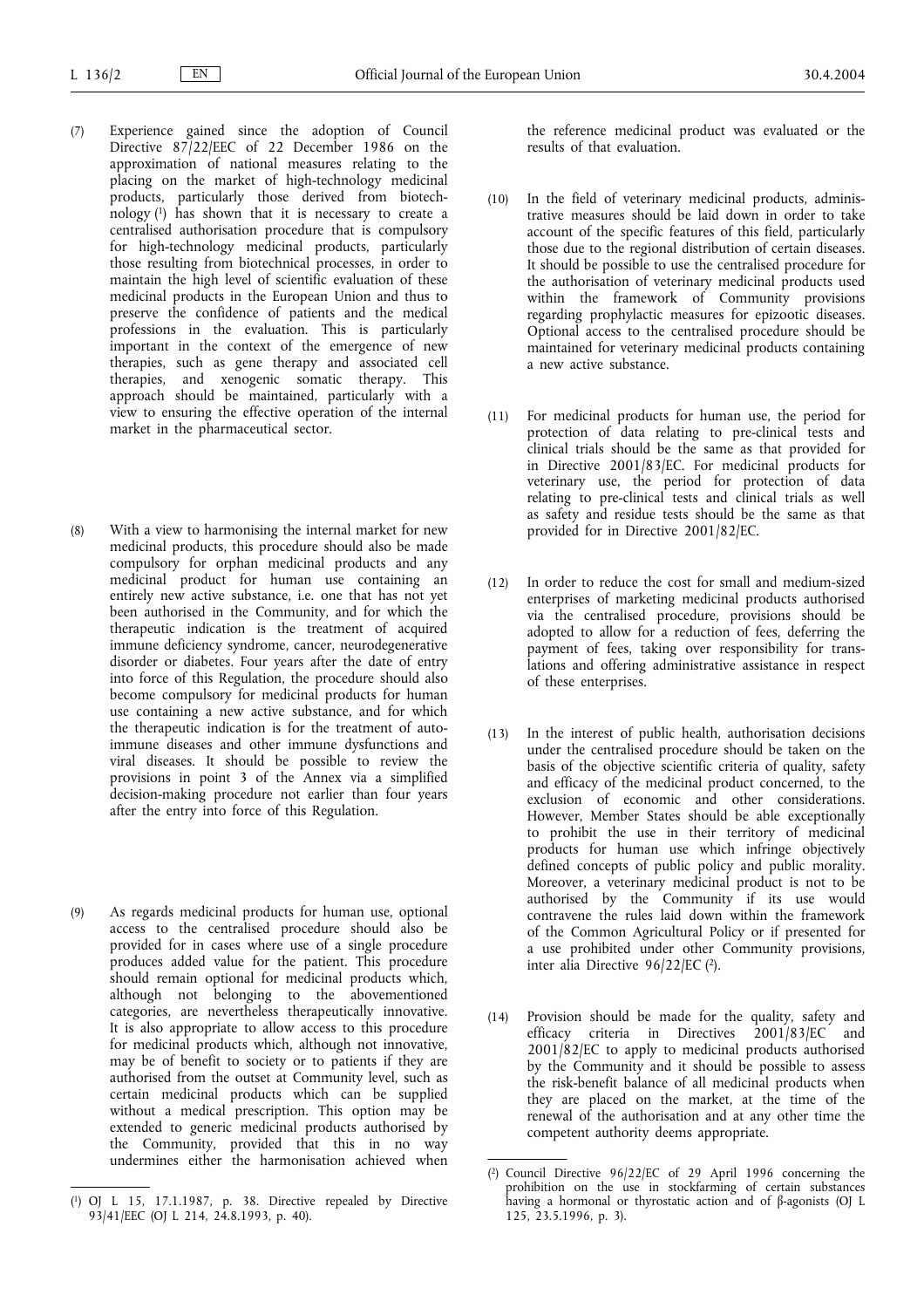(7) Experience gained since the adoption of Council Directive 87/22/EEC of 22 December 1986 on the approximation of national measures relating to the placing on the market of high-technology medicinal products, particularly those derived from biotechnology [1] has shown that it is necessary to create a centralised authorisation procedure that is compulsory for high-technology medicinal products, particularly those resulting from biotechnical processes, in order to maintain the high level of scientific evaluation of these medicinal products in the European Union and thus to preserve the confidence of patients and the medical professions in the evaluation. This is particularly important in the context of the emergence of new therapies, such as gene therapy and associated cell therapies, and xenogenic somatic therapy. This approach should be maintained, particularly with a view to ensuring the effective operation of the internal market in the pharmaceutical sector.

(8) With a view to harmonising the internal market for new medicinal products, this procedure should also be made compulsory for orphan medicinal products and any medicinal product for human use containing an entirely new active substance, i.e. one that has not yet been authorised in the Community, and for which the therapeutic indication is the treatment of acquired immune deficiency syndrome, cancer, neurodegenerative disorder or diabetes. Four years after the date of entry into force of this Regulation, the procedure should also become compulsory for medicinal products for human use containing a new active substance, and for which the therapeutic indication is for the treatment of auto-immune diseases and other immune dysfunctions and viral diseases. It should be possible to review the provisions in point 3 of the Annex via a simplified decision-making procedure not earlier than four years after the entry into force of this Regulation.

(9) As regards medicinal products for human use, optional access to the centralised procedure should also be provided for in cases where use of a single procedure produces added value for the patient. This procedure should remain optional for medicinal products which, although not belonging to the abovementioned categories, are nevertheless therapeutically innovative. It is also appropriate to allow access to this procedure for medicinal products which, although not innovative, may be of benefit to society or to patients if they are authorised from the outset at Community level, such as certain medicinal products which can be supplied without a medical prescription. This option may be extended to generic medicinal products authorised by the Community, provided that this in no way undermines either the harmonisation achieved when the reference medicinal product was evaluated or the results of that evaluation.

(10) In the field of veterinary medicinal products, administrative measures should be laid down in order to take account of the specific features of this field, particularly those due to the regional distribution of certain diseases. It should be possible to use the centralised procedure for the authorisation of veterinary medicinal products used within the framework of Community provisions regarding prophylactic measures for epizootic diseases. Optional access to the centralised procedure should be maintained for veterinary medicinal products containing a new active substance.

(11) For medicinal products for human use, the period for protection of data relating to pre-clinical tests and clinical trials should be the same as that provided for in Directive 2001/83/EC. For medicinal products for veterinary use, the period for protection of data relating to pre-clinical tests and clinical trials as well as safety and residue tests should be the same as that provided for in Directive 2001/82/EC.

(12) In order to reduce the cost for small and medium-sized enterprises of marketing medicinal products authorised via the centralised procedure, provisions should be adopted to allow for a reduction of fees, deferring the payment of fees, taking over responsibility for translations and offering administrative assistance in respect of these enterprises.

(13) In the interest of public health, authorisation decisions under the centralised procedure should be taken on the basis of the objective scientific criteria of quality, safety and efficacy of the medicinal product concerned, to the exclusion of economic and other considerations. However, Member States should be able exceptionally to prohibit the use in their territory of medicinal products for human use which infringe objectively defined concepts of public policy and public morality. Moreover, a veterinary medicinal product is not to be authorised by the Community if its use would contravene the rules laid down within the framework of the Common Agricultural Policy or if presented for a use prohibited under other Community provisions, inter alia Directive 96/22/EC [2].

(14) Provision should be made for the quality, safety and efficacy criteria in Directives 2001/83/EC and 2001/82/EC to apply to medicinal products authorised by the Community and it should be possible to assess the risk-benefit balance of all medicinal products when they are placed on the market, at the time of the renewal of the authorisation and at any other time the competent authority deems appropriate.

---

[1] OJ L 15, 17.1.1987, p. 38. Directive repealed by Directive 93/41/EEC (OJ L 214, 24.8.1993, p. 40).

[2] Council Directive 96/22/EC of 29 April 1996 concerning the prohibition on the use in stockfarming of certain substances having a hormonal or thyrostatic action and of β-agonists (OJ L 125, 23.5.1996, p. 3).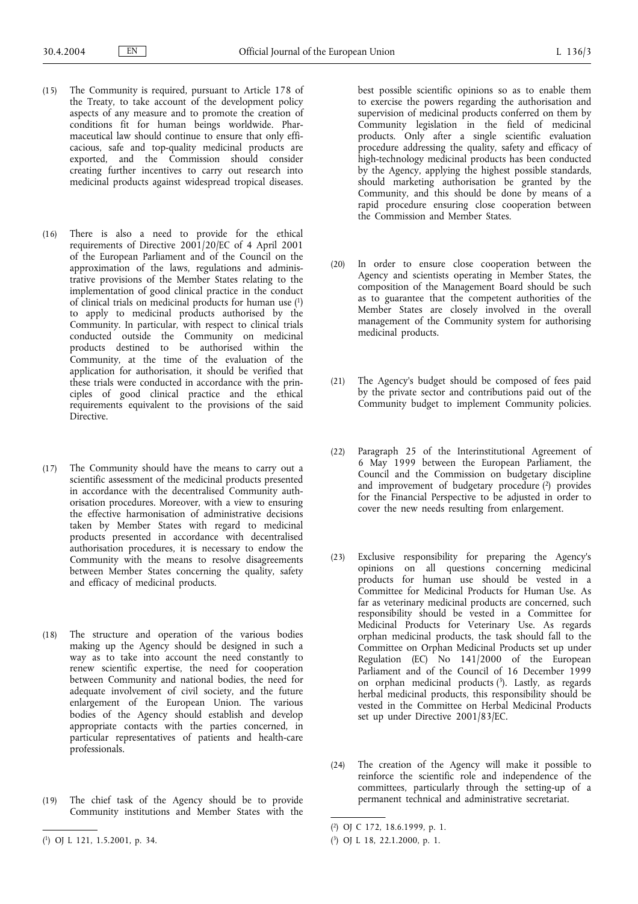(15) The Community is required, pursuant to Article 178 of the Treaty, to take account of the development policy aspects of any measure and to promote the creation of conditions fit for human beings worldwide. Pharmaceutical law should continue to ensure that only efficacious, safe and top-quality medicinal products are exported, and the Commission should consider creating further incentives to carry out research into medicinal products against widespread tropical diseases.

(16) There is also a need to provide for the ethical requirements of Directive 2001/20/EC of 4 April 2001 of the European Parliament and of the Council on the approximation of the laws, regulations and administrative provisions of the Member States relating to the implementation of good clinical practice in the conduct of clinical trials on medicinal products for human use [1] to apply to medicinal products authorised by the Community. In particular, with respect to clinical trials conducted outside the Community on medicinal products destined to be authorised within the Community, at the time of the evaluation of the application for authorisation, it should be verified that these trials were conducted in accordance with the principles of good clinical practice and the ethical requirements equivalent to the provisions of the said Directive.

(17) The Community should have the means to carry out a scientific assessment of the medicinal products presented in accordance with the decentralised Community authorisation procedures. Moreover, with a view to ensuring the effective harmonisation of administrative decisions taken by Member States with regard to medicinal products presented in accordance with decentralised authorisation procedures, it is necessary to endow the Community with the means to resolve disagreements between Member States concerning the quality, safety and efficacy of medicinal products.

(18) The structure and operation of the various bodies making up the Agency should be designed in such a way as to take into account the need constantly to renew scientific expertise, the need for cooperation between Community and national bodies, the need for adequate involvement of civil society, and the future enlargement of the European Union. The various bodies of the Agency should establish and develop appropriate contacts with the parties concerned, in particular representatives of patients and health-care professionals.

(19) The chief task of the Agency should be to provide Community institutions and Member States with the best possible scientific opinions so as to enable them to exercise the powers regarding the authorisation and supervision of medicinal products conferred on them by Community legislation in the field of medicinal products. Only after a single scientific evaluation procedure addressing the quality, safety and efficacy of high-technology medicinal products has been conducted by the Agency, applying the highest possible standards, should marketing authorisation be granted by the Community, and this should be done by means of a rapid procedure ensuring close cooperation between the Commission and Member States.

(20) In order to ensure close cooperation between the Agency and scientists operating in Member States, the composition of the Management Board should be such as to guarantee that the competent authorities of the Member States are closely involved in the overall management of the Community system for authorising medicinal products.

(21) The Agency's budget should be composed of fees paid by the private sector and contributions paid out of the Community budget to implement Community policies.

(22) Paragraph 25 of the Interinstitutional Agreement of 6 May 1999 between the European Parliament, the Council and the Commission on budgetary discipline and improvement of budgetary procedure [2] provides for the Financial Perspective to be adjusted in order to cover the new needs resulting from enlargement.

(23) Exclusive responsibility for preparing the Agency's opinions on all questions concerning medicinal products for human use should be vested in a Committee for Medicinal Products for Human Use. As far as veterinary medicinal products are concerned, such responsibility should be vested in a Committee for Medicinal Products for Veterinary Use. As regards orphan medicinal products, the task should fall to the Committee on Orphan Medicinal Products set up under Regulation (EC) No 141/2000 of the European Parliament and of the Council of 16 December 1999 on orphan medicinal products [3]. Lastly, as regards herbal medicinal products, this responsibility should be vested in the Committee on Herbal Medicinal Products set up under Directive 2001/83/EC.

(24) The creation of the Agency will make it possible to reinforce the scientific role and independence of the committees, particularly through the setting-up of a permanent technical and administrative secretariat.

---

[1] OJ L 121, 1.5.2001, p. 34.

[2] OJ C 172, 18.6.1999, p. 1.

[3] OJ L 18, 22.1.2000, p. 1.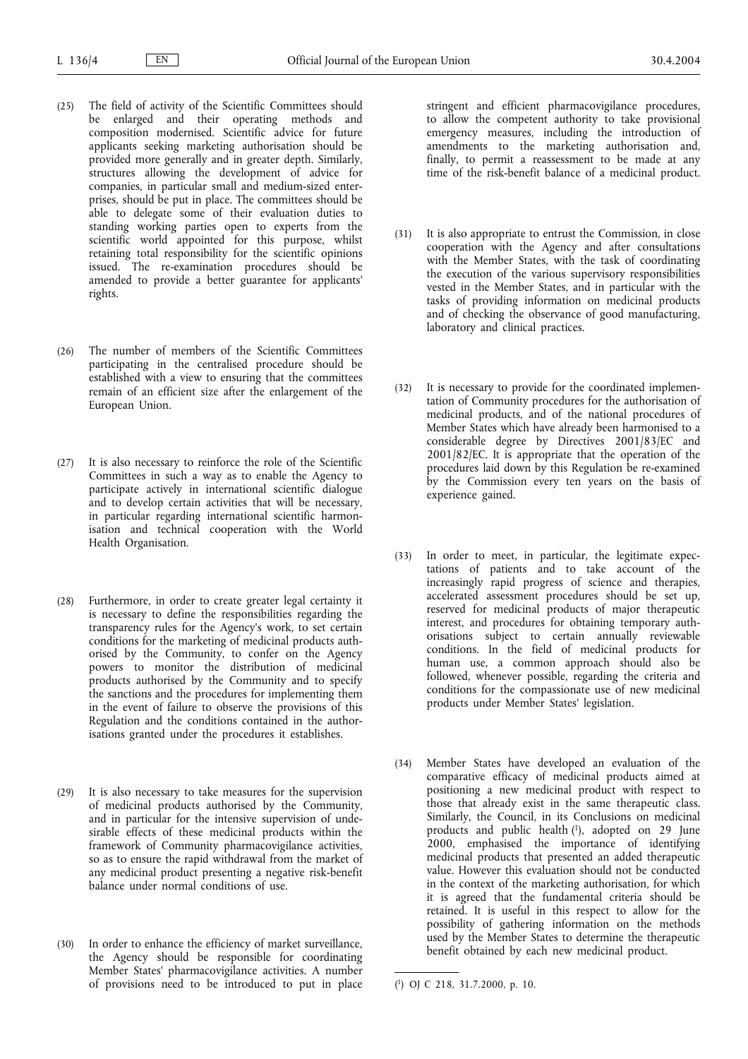(25) The field of activity of the Scientific Committees should be enlarged and their operating methods and composition modernised. Scientific advice for future applicants seeking marketing authorisation should be provided more generally and in greater depth. Similarly, structures allowing the development of advice for companies, in particular small and medium-sized enterprises, should be put in place. The committees should be able to delegate some of their evaluation duties to standing working parties open to experts from the scientific world appointed for this purpose, whilst retaining total responsibility for the scientific opinions issued. The re-examination procedures should be amended to provide a better guarantee for applicants' rights.

(26) The number of members of the Scientific Committees participating in the centralised procedure should be established with a view to ensuring that the committees remain of an efficient size after the enlargement of the European Union.

(27) It is also necessary to reinforce the role of the Scientific Committees in such a way as to enable the Agency to participate actively in international scientific dialogue and to develop certain activities that will be necessary, in particular regarding international scientific harmonisation and technical cooperation with the World Health Organisation.

(28) Furthermore, in order to create greater legal certainty it is necessary to define the responsibilities regarding the transparency rules for the Agency's work, to set certain conditions for the marketing of medicinal products authorised by the Community, to confer on the Agency powers to monitor the distribution of medicinal products authorised by the Community and to specify the sanctions and the procedures for implementing them in the event of failure to observe the provisions of this Regulation and the conditions contained in the authorisations granted under the procedures it establishes.

(29) It is also necessary to take measures for the supervision of medicinal products authorised by the Community, and in particular for the intensive supervision of undesirable effects of these medicinal products within the framework of Community pharmacovigilance activities, so as to ensure the rapid withdrawal from the market of any medicinal product presenting a negative risk-benefit balance under normal conditions of use.

(30) In order to enhance the efficiency of market surveillance, the Agency should be responsible for coordinating Member States' pharmacovigilance activities. A number of provisions need to be introduced to put in place stringent and efficient pharmacovigilance procedures, to allow the competent authority to take provisional emergency measures, including the introduction of amendments to the marketing authorisation and, finally, to permit a reassessment to be made at any time of the risk-benefit balance of a medicinal product.

(31) It is also appropriate to entrust the Commission, in close cooperation with the Agency and after consultations with the Member States, with the task of coordinating the execution of the various supervisory responsibilities vested in the Member States, and in particular with the tasks of providing information on medicinal products and of checking the observance of good manufacturing, laboratory and clinical practices.

(32) It is necessary to provide for the coordinated implementation of Community procedures for the authorisation of medicinal products, and of the national procedures of Member States which have already been harmonised to a considerable degree by Directives 2001/83/EC and 2001/82/EC. It is appropriate that the operation of the procedures laid down by this Regulation be re-examined by the Commission every ten years on the basis of experience gained.

(33) In order to meet, in particular, the legitimate expectations of patients and to take account of the increasingly rapid progress of science and therapies, accelerated assessment procedures should be set up, reserved for medicinal products of major therapeutic interest, and procedures for obtaining temporary authorisations subject to certain annually reviewable conditions. In the field of medicinal products for human use, a common approach should also be followed, whenever possible, regarding the criteria and conditions for the compassionate use of new medicinal products under Member States' legislation.

(34) Member States have developed an evaluation of the comparative efficacy of medicinal products aimed at positioning a new medicinal product with respect to those that already exist in the same therapeutic class. Similarly, the Council, in its Conclusions on medicinal products and public health [1], adopted on 29 June 2000, emphasised the importance of identifying medicinal products that presented an added therapeutic value. However this evaluation should not be conducted in the context of the marketing authorisation, for which it is agreed that the fundamental criteria should be retained. It is useful in this respect to allow for the possibility of gathering information on the methods used by the Member States to determine the therapeutic benefit obtained by each new medicinal product.

---

[1] OJ C 218, 31.7.2000, p. 10.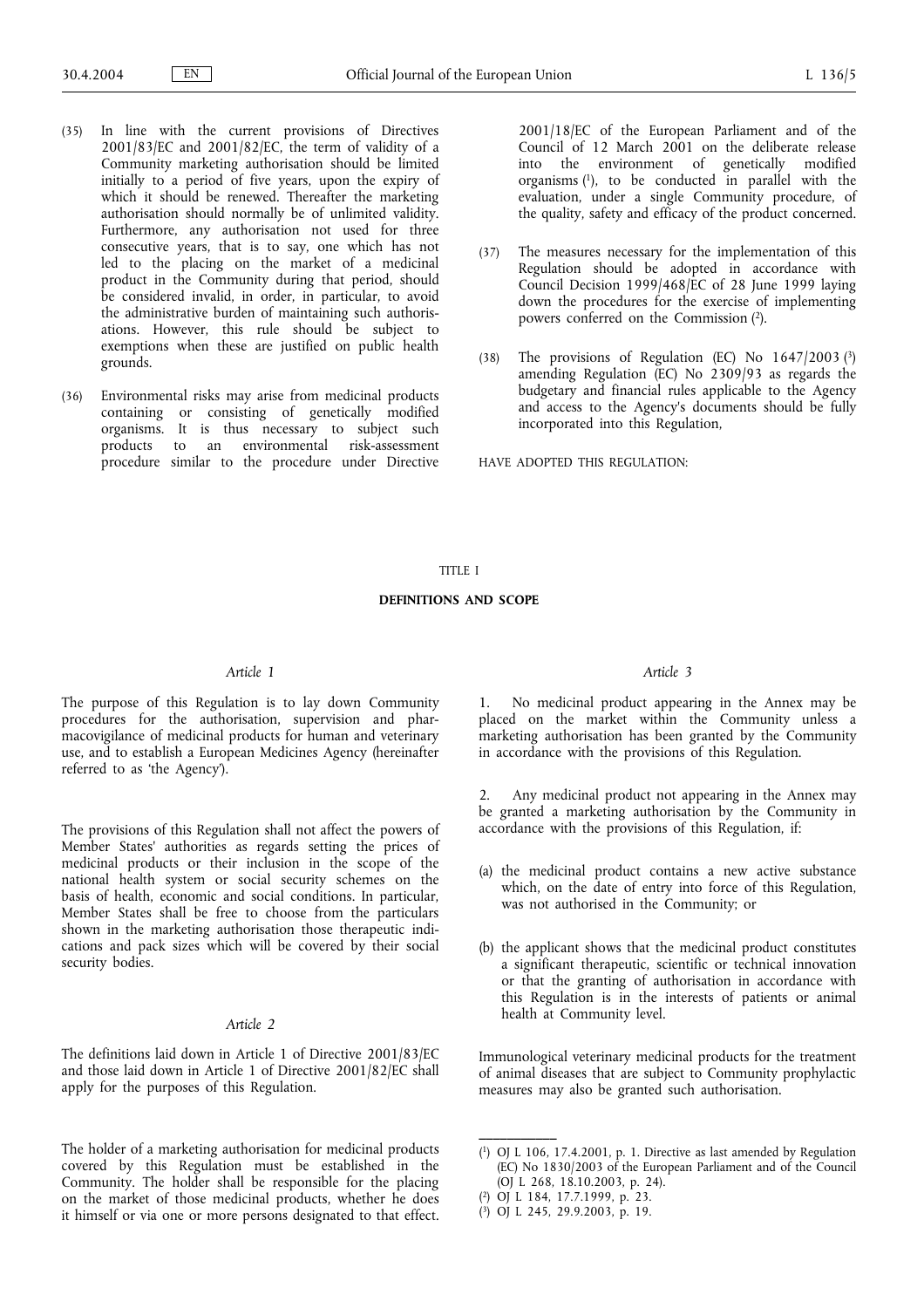(35) In line with the current provisions of Directives 2001/83/EC and 2001/82/EC, the term of validity of a Community marketing authorisation should be limited initially to a period of five years, upon the expiry of which it should be renewed. Thereafter the marketing authorisation should normally be of unlimited validity. Furthermore, any authorisation not used for three consecutive years, that is to say, one which has not led to the placing on the market of a medicinal product in the Community during that period, should be considered invalid, in order, in particular, to avoid the administrative burden of maintaining such authorisations. However, this rule should be subject to exemptions when these are justified on public health grounds.

(36) Environmental risks may arise from medicinal products containing or consisting of genetically modified organisms. It is thus necessary to subject such products to an environmental risk-assessment procedure similar to the procedure under Directive 2001/18/EC of the European Parliament and of the Council of 12 March 2001 on the deliberate release into the environment of genetically modified organisms [1], to be conducted in parallel with the evaluation, under a single Community procedure, of the quality, safety and efficacy of the product concerned.

(37) The measures necessary for the implementation of this Regulation should be adopted in accordance with Council Decision 1999/468/EC of 28 June 1999 laying down the procedures for the exercise of implementing powers conferred on the Commission [2].

(38) The provisions of Regulation (EC) No 1647/2003 [3] amending Regulation (EC) No 2309/93 as regards the budgetary and financial rules applicable to the Agency and access to the Agency's documents should be fully incorporated into this Regulation,

HAVE ADOPTED THIS REGULATION:

# TITLE I

## DEFINITIONS AND SCOPE

*Article 1*

The purpose of this Regulation is to lay down Community procedures for the authorisation, supervision and pharmacovigilance of medicinal products for human and veterinary use, and to establish a European Medicines Agency (hereinafter referred to as 'the Agency').

The provisions of this Regulation shall not affect the powers of Member States' authorities as regards setting the prices of medicinal products or their inclusion in the scope of the national health system or social security schemes on the basis of health, economic and social conditions. In particular, Member States shall be free to choose from the particulars shown in the marketing authorisation those therapeutic indications and pack sizes which will be covered by their social security bodies.

*Article 2*

The definitions laid down in Article 1 of Directive 2001/83/EC and those laid down in Article 1 of Directive 2001/82/EC shall apply for the purposes of this Regulation.

The holder of a marketing authorisation for medicinal products covered by this Regulation must be established in the Community. The holder shall be responsible for the placing on the market of those medicinal products, whether he does it himself or via one or more persons designated to that effect.

*Article 3*

1. No medicinal product appearing in the Annex may be placed on the market within the Community unless a marketing authorisation has been granted by the Community in accordance with the provisions of this Regulation.

2. Any medicinal product not appearing in the Annex may be granted a marketing authorisation by the Community in accordance with the provisions of this Regulation, if:

(a) the medicinal product contains a new active substance which, on the date of entry into force of this Regulation, was not authorised in the Community; or

(b) the applicant shows that the medicinal product constitutes a significant therapeutic, scientific or technical innovation or that the granting of authorisation in accordance with this Regulation is in the interests of patients or animal health at Community level.

Immunological veterinary medicinal products for the treatment of animal diseases that are subject to Community prophylactic measures may also be granted such authorisation.

---

[1] OJ L 106, 17.4.2001, p. 1. Directive as last amended by Regulation (EC) No 1830/2003 of the European Parliament and of the Council (OJ L 268, 18.10.2003, p. 24).

[2] OJ L 184, 17.7.1999, p. 23.

[3] OJ L 245, 29.9.2003, p. 19.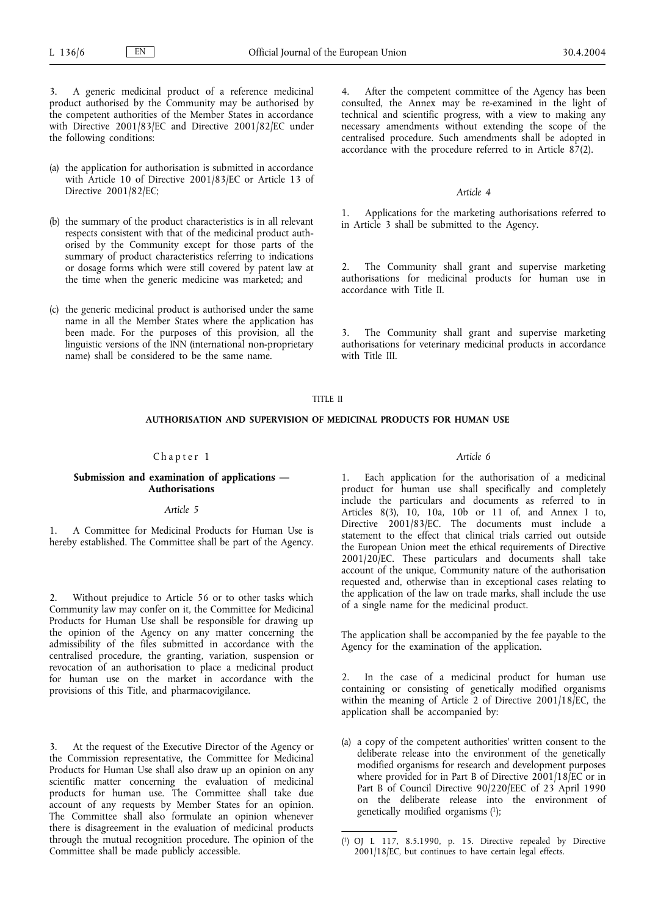3. A generic medicinal product of a reference medicinal product authorised by the Community may be authorised by the competent authorities of the Member States in accordance with Directive 2001/83/EC and Directive 2001/82/EC under the following conditions:

(a) the application for authorisation is submitted in accordance with Article 10 of Directive 2001/83/EC or Article 13 of Directive 2001/82/EC;

(b) the summary of the product characteristics is in all relevant respects consistent with that of the medicinal product authorised by the Community except for those parts of the summary of product characteristics referring to indications or dosage forms which were still covered by patent law at the time when the generic medicine was marketed; and

(c) the generic medicinal product is authorised under the same name in all the Member States where the application has been made. For the purposes of this provision, all the linguistic versions of the INN (international non-proprietary name) shall be considered to be the same name.

4. After the competent committee of the Agency has been consulted, the Annex may be re-examined in the light of technical and scientific progress, with a view to making any necessary amendments without extending the scope of the centralised procedure. Such amendments shall be adopted in accordance with the procedure referred to in Article 87(2).

*Article 4*

1. Applications for the marketing authorisations referred to in Article 3 shall be submitted to the Agency.

2. The Community shall grant and supervise marketing authorisations for medicinal products for human use in accordance with Title II.

3. The Community shall grant and supervise marketing authorisations for veterinary medicinal products in accordance with Title III.

## TITLE II

## AUTHORISATION AND SUPERVISION OF MEDICINAL PRODUCTS FOR HUMAN USE

### Chapter 1

### Submission and examination of applications — Authorisations

*Article 5*

1. A Committee for Medicinal Products for Human Use is hereby established. The Committee shall be part of the Agency.

2. Without prejudice to Article 56 or to other tasks which Community law may confer on it, the Committee for Medicinal Products for Human Use shall be responsible for drawing up the opinion of the Agency on any matter concerning the admissibility of the files submitted in accordance with the centralised procedure, the granting, variation, suspension or revocation of an authorisation to place a medicinal product for human use on the market in accordance with the provisions of this Title, and pharmacovigilance.

3. At the request of the Executive Director of the Agency or the Commission representative, the Committee for Medicinal Products for Human Use shall also draw up an opinion on any scientific matter concerning the evaluation of medicinal products for human use. The Committee shall take due account of any requests by Member States for an opinion. The Committee shall also formulate an opinion whenever there is disagreement in the evaluation of medicinal products through the mutual recognition procedure. The opinion of the Committee shall be made publicly accessible.

*Article 6*

1. Each application for the authorisation of a medicinal product for human use shall specifically and completely include the particulars and documents as referred to in Articles 8(3), 10, 10a, 10b or 11 of, and Annex I to, Directive 2001/83/EC. The documents must include a statement to the effect that clinical trials carried out outside the European Union meet the ethical requirements of Directive 2001/20/EC. These particulars and documents shall take account of the unique, Community nature of the authorisation requested and, otherwise than in exceptional cases relating to the application of the law on trade marks, shall include the use of a single name for the medicinal product.

The application shall be accompanied by the fee payable to the Agency for the examination of the application.

2. In the case of a medicinal product for human use containing or consisting of genetically modified organisms within the meaning of Article 2 of Directive 2001/18/EC, the application shall be accompanied by:

(a) a copy of the competent authorities' written consent to the deliberate release into the environment of the genetically modified organisms for research and development purposes where provided for in Part B of Directive 2001/18/EC or in Part B of Council Directive 90/220/EEC of 23 April 1990 on the deliberate release into the environment of genetically modified organisms [1];

---

[1] OJ L 117, 8.5.1990, p. 15. Directive repealed by Directive 2001/18/EC, but continues to have certain legal effects.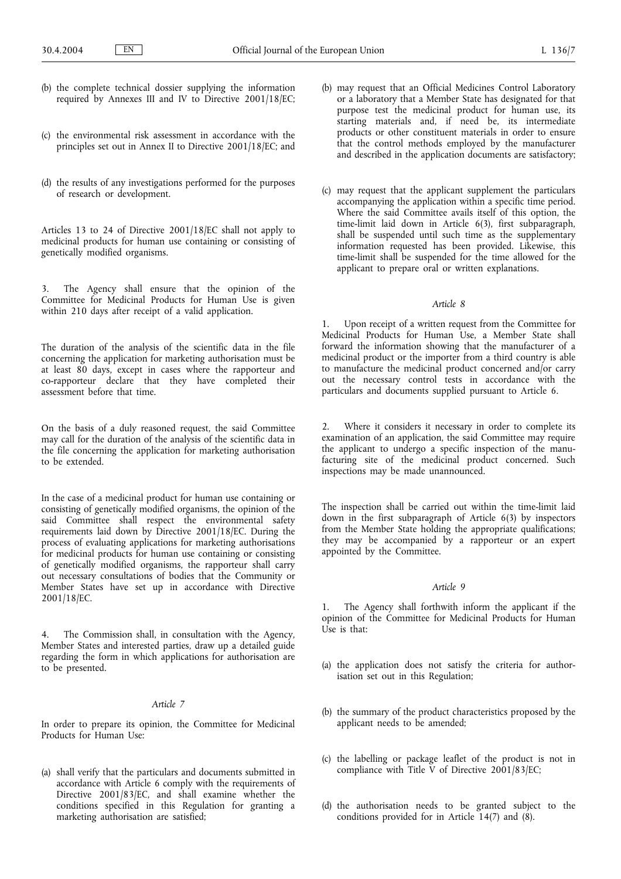(b) the complete technical dossier supplying the information required by Annexes III and IV to Directive 2001/18/EC;

(c) the environmental risk assessment in accordance with the principles set out in Annex II to Directive 2001/18/EC; and

(d) the results of any investigations performed for the purposes of research or development.

Articles 13 to 24 of Directive 2001/18/EC shall not apply to medicinal products for human use containing or consisting of genetically modified organisms.

3. The Agency shall ensure that the opinion of the Committee for Medicinal Products for Human Use is given within 210 days after receipt of a valid application.

The duration of the analysis of the scientific data in the file concerning the application for marketing authorisation must be at least 80 days, except in cases where the rapporteur and co-rapporteur declare that they have completed their assessment before that time.

On the basis of a duly reasoned request, the said Committee may call for the duration of the analysis of the scientific data in the file concerning the application for marketing authorisation to be extended.

In the case of a medicinal product for human use containing or consisting of genetically modified organisms, the opinion of the said Committee shall respect the environmental safety requirements laid down by Directive 2001/18/EC. During the process of evaluating applications for marketing authorisations for medicinal products for human use containing or consisting of genetically modified organisms, the rapporteur shall carry out necessary consultations of bodies that the Community or Member States have set up in accordance with Directive 2001/18/EC.

4. The Commission shall, in consultation with the Agency, Member States and interested parties, draw up a detailed guide regarding the form in which applications for authorisation are to be presented.

*Article 7*

In order to prepare its opinion, the Committee for Medicinal Products for Human Use:

(a) shall verify that the particulars and documents submitted in accordance with Article 6 comply with the requirements of Directive 2001/83/EC, and shall examine whether the conditions specified in this Regulation for granting a marketing authorisation are satisfied;

(b) may request that an Official Medicines Control Laboratory or a laboratory that a Member State has designated for that purpose test the medicinal product for human use, its starting materials and, if need be, its intermediate products or other constituent materials in order to ensure that the control methods employed by the manufacturer and described in the application documents are satisfactory;

(c) may request that the applicant supplement the particulars accompanying the application within a specific time period. Where the said Committee avails itself of this option, the time-limit laid down in Article 6(3), first subparagraph, shall be suspended until such time as the supplementary information requested has been provided. Likewise, this time-limit shall be suspended for the time allowed for the applicant to prepare oral or written explanations.

*Article 8*

1. Upon receipt of a written request from the Committee for Medicinal Products for Human Use, a Member State shall forward the information showing that the manufacturer of a medicinal product or the importer from a third country is able to manufacture the medicinal product concerned and/or carry out the necessary control tests in accordance with the particulars and documents supplied pursuant to Article 6.

2. Where it considers it necessary in order to complete its examination of an application, the said Committee may require the applicant to undergo a specific inspection of the manufacturing site of the medicinal product concerned. Such inspections may be made unannounced.

The inspection shall be carried out within the time-limit laid down in the first subparagraph of Article 6(3) by inspectors from the Member State holding the appropriate qualifications; they may be accompanied by a rapporteur or an expert appointed by the Committee.

*Article 9*

1. The Agency shall forthwith inform the applicant if the opinion of the Committee for Medicinal Products for Human Use is that:

(a) the application does not satisfy the criteria for authorisation set out in this Regulation;

(b) the summary of the product characteristics proposed by the applicant needs to be amended;

(c) the labelling or package leaflet of the product is not in compliance with Title V of Directive 2001/83/EC;

(d) the authorisation needs to be granted subject to the conditions provided for in Article 14(7) and (8).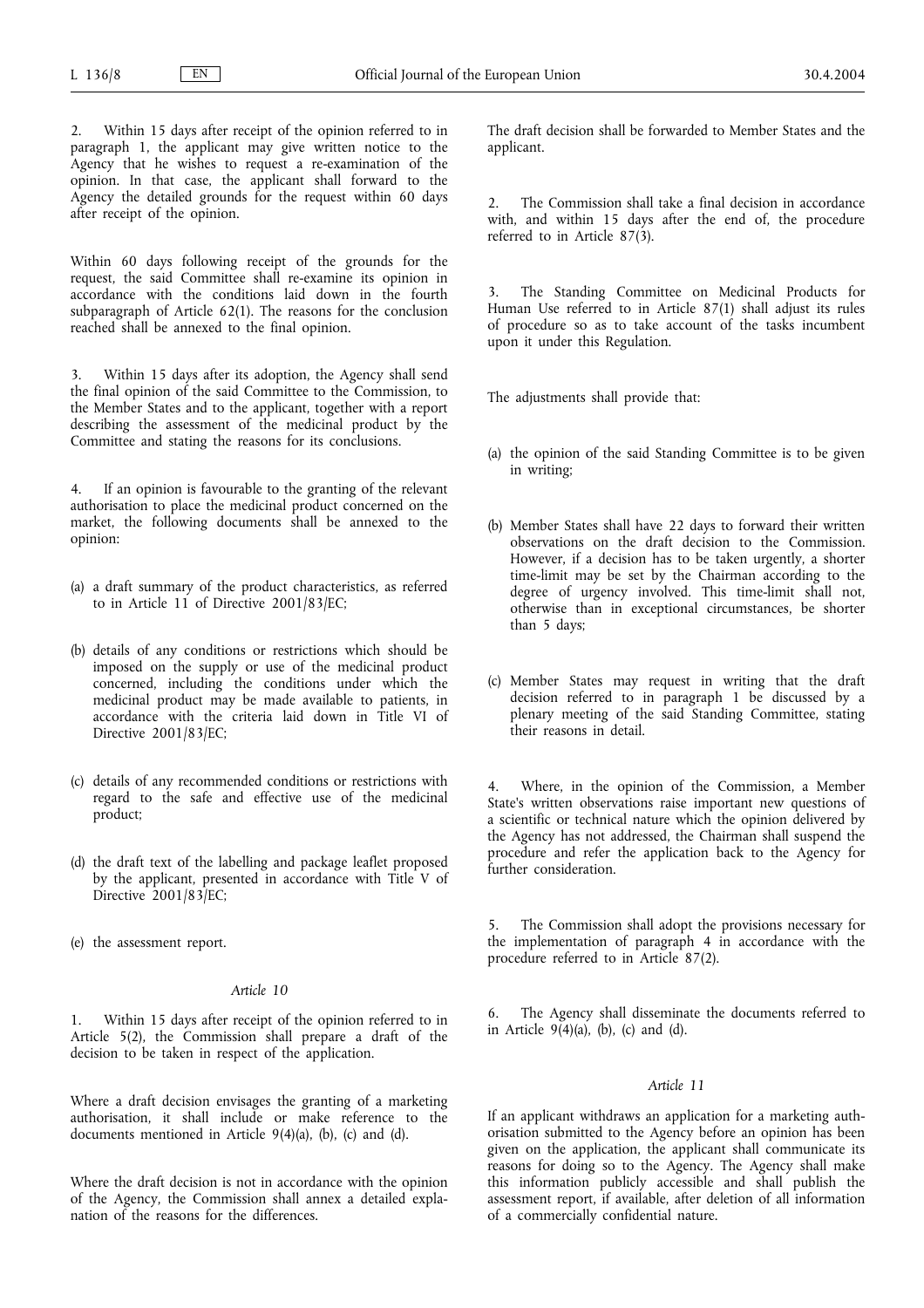2. Within 15 days after receipt of the opinion referred to in paragraph 1, the applicant may give written notice to the Agency that he wishes to request a re-examination of the opinion. In that case, the applicant shall forward to the Agency the detailed grounds for the request within 60 days after receipt of the opinion.

Within 60 days following receipt of the grounds for the request, the said Committee shall re-examine its opinion in accordance with the conditions laid down in the fourth subparagraph of Article 62(1). The reasons for the conclusion reached shall be annexed to the final opinion.

3. Within 15 days after its adoption, the Agency shall send the final opinion of the said Committee to the Commission, to the Member States and to the applicant, together with a report describing the assessment of the medicinal product by the Committee and stating the reasons for its conclusions.

4. If an opinion is favourable to the granting of the relevant authorisation to place the medicinal product concerned on the market, the following documents shall be annexed to the opinion:

(a) a draft summary of the product characteristics, as referred to in Article 11 of Directive 2001/83/EC;

(b) details of any conditions or restrictions which should be imposed on the supply or use of the medicinal product concerned, including the conditions under which the medicinal product may be made available to patients, in accordance with the criteria laid down in Title VI of Directive 2001/83/EC;

(c) details of any recommended conditions or restrictions with regard to the safe and effective use of the medicinal product;

(d) the draft text of the labelling and package leaflet proposed by the applicant, presented in accordance with Title V of Directive 2001/83/EC;

(e) the assessment report.

*Article 10*

1. Within 15 days after receipt of the opinion referred to in Article 5(2), the Commission shall prepare a draft of the decision to be taken in respect of the application.

Where a draft decision envisages the granting of a marketing authorisation, it shall include or make reference to the documents mentioned in Article 9(4)(a), (b), (c) and (d).

Where the draft decision is not in accordance with the opinion of the Agency, the Commission shall annex a detailed explanation of the reasons for the differences.

The draft decision shall be forwarded to Member States and the applicant.

2. The Commission shall take a final decision in accordance with, and within 15 days after the end of, the procedure referred to in Article 87(3).

3. The Standing Committee on Medicinal Products for Human Use referred to in Article 87(1) shall adjust its rules of procedure so as to take account of the tasks incumbent upon it under this Regulation.

The adjustments shall provide that:

(a) the opinion of the said Standing Committee is to be given in writing;

(b) Member States shall have 22 days to forward their written observations on the draft decision to the Commission. However, if a decision has to be taken urgently, a shorter time-limit may be set by the Chairman according to the degree of urgency involved. This time-limit shall not, otherwise than in exceptional circumstances, be shorter than 5 days;

(c) Member States may request in writing that the draft decision referred to in paragraph 1 be discussed by a plenary meeting of the said Standing Committee, stating their reasons in detail.

4. Where, in the opinion of the Commission, a Member State's written observations raise important new questions of a scientific or technical nature which the opinion delivered by the Agency has not addressed, the Chairman shall suspend the procedure and refer the application back to the Agency for further consideration.

5. The Commission shall adopt the provisions necessary for the implementation of paragraph 4 in accordance with the procedure referred to in Article 87(2).

6. The Agency shall disseminate the documents referred to in Article 9(4)(a), (b), (c) and (d).

*Article 11*

If an applicant withdraws an application for a marketing authorisation submitted to the Agency before an opinion has been given on the application, the applicant shall communicate its reasons for doing so to the Agency. The Agency shall make this information publicly accessible and shall publish the assessment report, if available, after deletion of all information of a commercially confidential nature.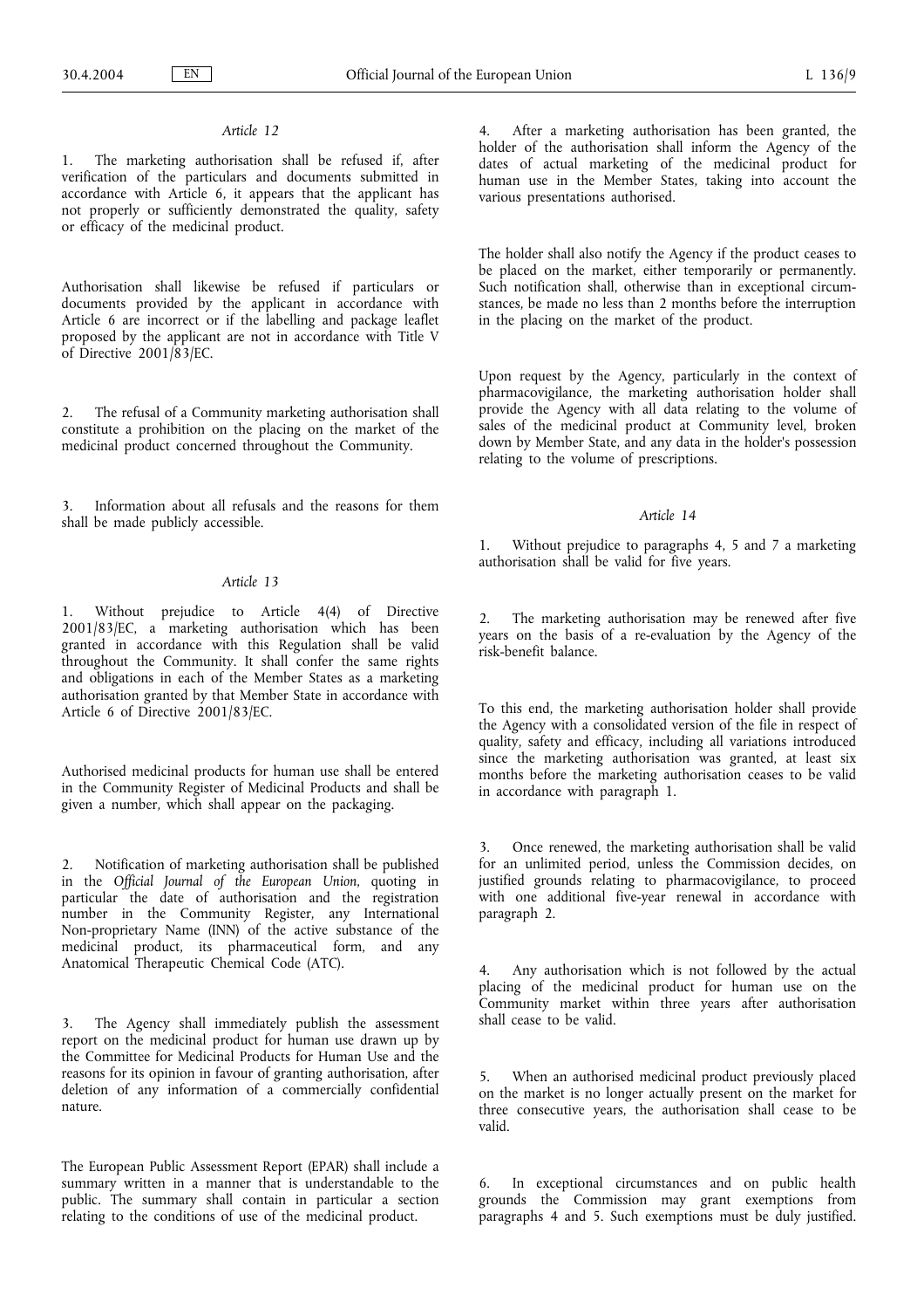*Article 12*

1. The marketing authorisation shall be refused if, after verification of the particulars and documents submitted in accordance with Article 6, it appears that the applicant has not properly or sufficiently demonstrated the quality, safety or efficacy of the medicinal product.

Authorisation shall likewise be refused if particulars or documents provided by the applicant in accordance with Article 6 are incorrect or if the labelling and package leaflet proposed by the applicant are not in accordance with Title V of Directive 2001/83/EC.

2. The refusal of a Community marketing authorisation shall constitute a prohibition on the placing on the market of the medicinal product concerned throughout the Community.

3. Information about all refusals and the reasons for them shall be made publicly accessible.

*Article 13*

1. Without prejudice to Article 4(4) of Directive 2001/83/EC, a marketing authorisation which has been granted in accordance with this Regulation shall be valid throughout the Community. It shall confer the same rights and obligations in each of the Member States as a marketing authorisation granted by that Member State in accordance with Article 6 of Directive 2001/83/EC.

Authorised medicinal products for human use shall be entered in the Community Register of Medicinal Products and shall be given a number, which shall appear on the packaging.

2. Notification of marketing authorisation shall be published in the *Official Journal of the European Union*, quoting in particular the date of authorisation and the registration number in the Community Register, any International Non-proprietary Name (INN) of the active substance of the medicinal product, its pharmaceutical form, and any Anatomical Therapeutic Chemical Code (ATC).

3. The Agency shall immediately publish the assessment report on the medicinal product for human use drawn up by the Committee for Medicinal Products for Human Use and the reasons for its opinion in favour of granting authorisation, after deletion of any information of a commercially confidential nature.

The European Public Assessment Report (EPAR) shall include a summary written in a manner that is understandable to the public. The summary shall contain in particular a section relating to the conditions of use of the medicinal product.

4. After a marketing authorisation has been granted, the holder of the authorisation shall inform the Agency of the dates of actual marketing of the medicinal product for human use in the Member States, taking into account the various presentations authorised.

The holder shall also notify the Agency if the product ceases to be placed on the market, either temporarily or permanently. Such notification shall, otherwise than in exceptional circumstances, be made no less than 2 months before the interruption in the placing on the market of the product.

Upon request by the Agency, particularly in the context of pharmacovigilance, the marketing authorisation holder shall provide the Agency with all data relating to the volume of sales of the medicinal product at Community level, broken down by Member State, and any data in the holder's possession relating to the volume of prescriptions.

*Article 14*

1. Without prejudice to paragraphs 4, 5 and 7 a marketing authorisation shall be valid for five years.

2. The marketing authorisation may be renewed after five years on the basis of a re-evaluation by the Agency of the risk-benefit balance.

To this end, the marketing authorisation holder shall provide the Agency with a consolidated version of the file in respect of quality, safety and efficacy, including all variations introduced since the marketing authorisation was granted, at least six months before the marketing authorisation ceases to be valid in accordance with paragraph 1.

3. Once renewed, the marketing authorisation shall be valid for an unlimited period, unless the Commission decides, on justified grounds relating to pharmacovigilance, to proceed with one additional five-year renewal in accordance with paragraph 2.

4. Any authorisation which is not followed by the actual placing of the medicinal product for human use on the Community market within three years after authorisation shall cease to be valid.

5. When an authorised medicinal product previously placed on the market is no longer actually present on the market for three consecutive years, the authorisation shall cease to be valid.

6. In exceptional circumstances and on public health grounds the Commission may grant exemptions from paragraphs 4 and 5. Such exemptions must be duly justified.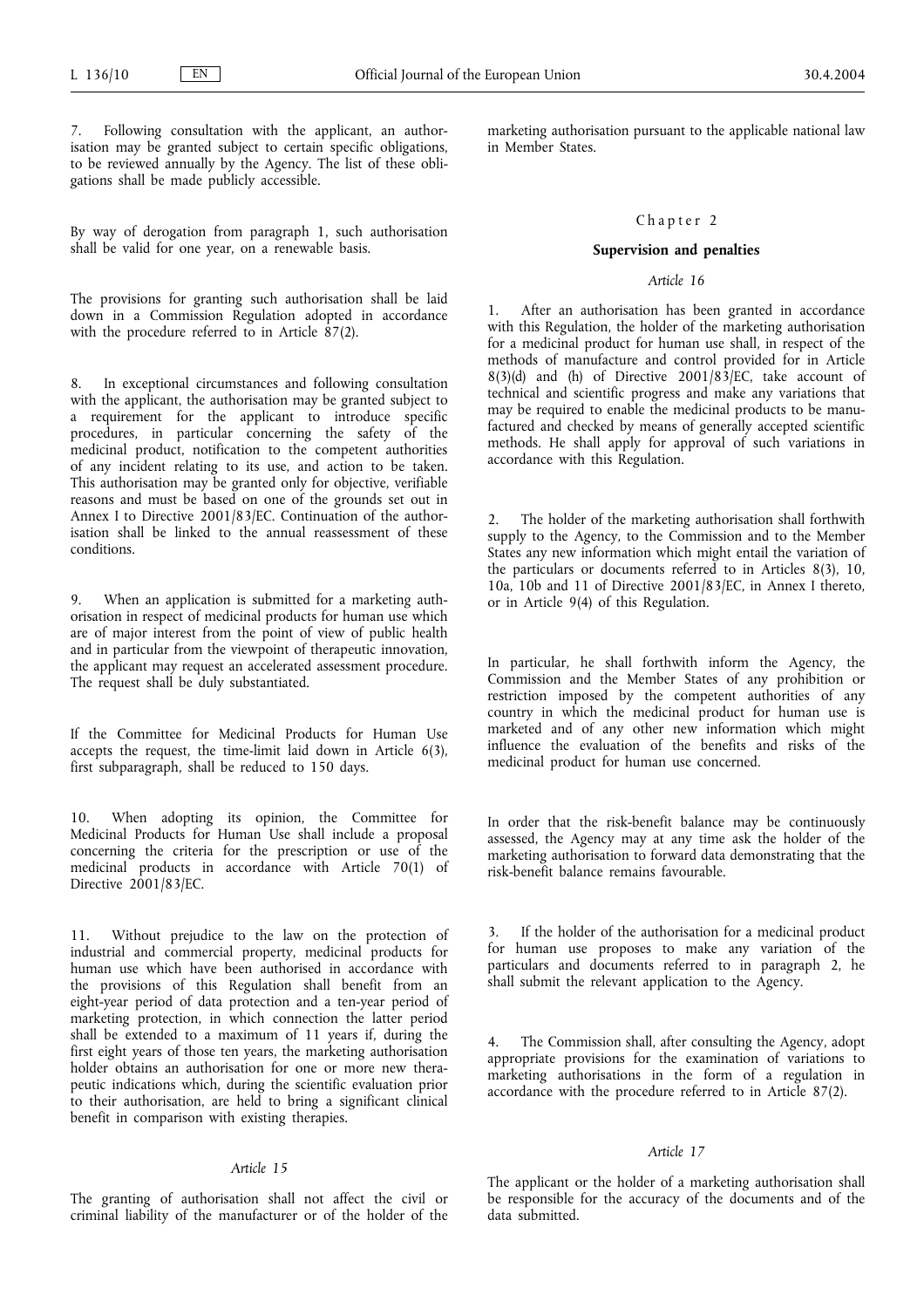7. Following consultation with the applicant, an authorisation may be granted subject to certain specific obligations, to be reviewed annually by the Agency. The list of these obligations shall be made publicly accessible.

By way of derogation from paragraph 1, such authorisation shall be valid for one year, on a renewable basis.

The provisions for granting such authorisation shall be laid down in a Commission Regulation adopted in accordance with the procedure referred to in Article 87(2).

8. In exceptional circumstances and following consultation with the applicant, the authorisation may be granted subject to a requirement for the applicant to introduce specific procedures, in particular concerning the safety of the medicinal product, notification to the competent authorities of any incident relating to its use, and action to be taken. This authorisation may be granted only for objective, verifiable reasons and must be based on one of the grounds set out in Annex I to Directive 2001/83/EC. Continuation of the authorisation shall be linked to the annual reassessment of these conditions.

9. When an application is submitted for a marketing authorisation in respect of medicinal products for human use which are of major interest from the point of view of public health and in particular from the viewpoint of therapeutic innovation, the applicant may request an accelerated assessment procedure. The request shall be duly substantiated.

If the Committee for Medicinal Products for Human Use accepts the request, the time-limit laid down in Article 6(3), first subparagraph, shall be reduced to 150 days.

10. When adopting its opinion, the Committee for Medicinal Products for Human Use shall include a proposal concerning the criteria for the prescription or use of the medicinal products in accordance with Article 70(1) of Directive 2001/83/EC.

11. Without prejudice to the law on the protection of industrial and commercial property, medicinal products for human use which have been authorised in accordance with the provisions of this Regulation shall benefit from an eight-year period of data protection and a ten-year period of marketing protection, in which connection the latter period shall be extended to a maximum of 11 years if, during the first eight years of those ten years, the marketing authorisation holder obtains an authorisation for one or more new therapeutic indications which, during the scientific evaluation prior to their authorisation, are held to bring a significant clinical benefit in comparison with existing therapies.

*Article 15*

The granting of authorisation shall not affect the civil or criminal liability of the manufacturer or of the holder of the marketing authorisation pursuant to the applicable national law in Member States.

Chapter 2

**Supervision and penalties**

*Article 16*

1. After an authorisation has been granted in accordance with this Regulation, the holder of the marketing authorisation for a medicinal product for human use shall, in respect of the methods of manufacture and control provided for in Article 8(3)(d) and (h) of Directive 2001/83/EC, take account of technical and scientific progress and make any variations that may be required to enable the medicinal products to be manufactured and checked by means of generally accepted scientific methods. He shall apply for approval of such variations in accordance with this Regulation.

2. The holder of the marketing authorisation shall forthwith supply to the Agency, to the Commission and to the Member States any new information which might entail the variation of the particulars or documents referred to in Articles 8(3), 10, 10a, 10b and 11 of Directive 2001/83/EC, in Annex I thereto, or in Article 9(4) of this Regulation.

In particular, he shall forthwith inform the Agency, the Commission and the Member States of any prohibition or restriction imposed by the competent authorities of any country in which the medicinal product for human use is marketed and of any other new information which might influence the evaluation of the benefits and risks of the medicinal product for human use concerned.

In order that the risk-benefit balance may be continuously assessed, the Agency may at any time ask the holder of the marketing authorisation to forward data demonstrating that the risk-benefit balance remains favourable.

3. If the holder of the authorisation for a medicinal product for human use proposes to make any variation of the particulars and documents referred to in paragraph 2, he shall submit the relevant application to the Agency.

4. The Commission shall, after consulting the Agency, adopt appropriate provisions for the examination of variations to marketing authorisations in the form of a regulation in accordance with the procedure referred to in Article 87(2).

*Article 17*

The applicant or the holder of a marketing authorisation shall be responsible for the accuracy of the documents and of the data submitted.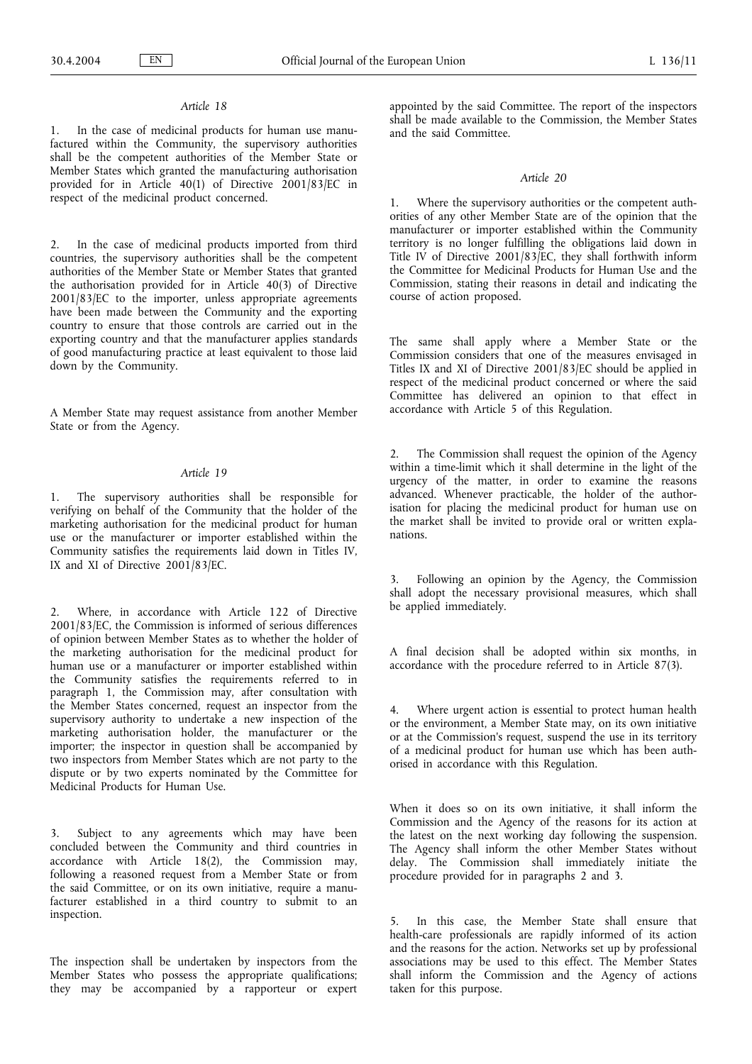*Article 18*

1. In the case of medicinal products for human use manufactured within the Community, the supervisory authorities shall be the competent authorities of the Member State or Member States which granted the manufacturing authorisation provided for in Article 40(1) of Directive 2001/83/EC in respect of the medicinal product concerned.

2. In the case of medicinal products imported from third countries, the supervisory authorities shall be the competent authorities of the Member State or Member States that granted the authorisation provided for in Article 40(3) of Directive 2001/83/EC to the importer, unless appropriate agreements have been made between the Community and the exporting country to ensure that those controls are carried out in the exporting country and that the manufacturer applies standards of good manufacturing practice at least equivalent to those laid down by the Community.

A Member State may request assistance from another Member State or from the Agency.

*Article 19*

1. The supervisory authorities shall be responsible for verifying on behalf of the Community that the holder of the marketing authorisation for the medicinal product for human use or the manufacturer or importer established within the Community satisfies the requirements laid down in Titles IV, IX and XI of Directive 2001/83/EC.

2. Where, in accordance with Article 122 of Directive 2001/83/EC, the Commission is informed of serious differences of opinion between Member States as to whether the holder of the marketing authorisation for the medicinal product for human use or a manufacturer or importer established within the Community satisfies the requirements referred to in paragraph 1, the Commission may, after consultation with the Member States concerned, request an inspector from the supervisory authority to undertake a new inspection of the marketing authorisation holder, the manufacturer or the importer; the inspector in question shall be accompanied by two inspectors from Member States which are not party to the dispute or by two experts nominated by the Committee for Medicinal Products for Human Use.

3. Subject to any agreements which may have been concluded between the Community and third countries in accordance with Article 18(2), the Commission may, following a reasoned request from a Member State or from the said Committee, or on its own initiative, require a manufacturer established in a third country to submit to an inspection.

The inspection shall be undertaken by inspectors from the Member States who possess the appropriate qualifications; they may be accompanied by a rapporteur or expert appointed by the said Committee. The report of the inspectors shall be made available to the Commission, the Member States and the said Committee.

*Article 20*

1. Where the supervisory authorities or the competent authorities of any other Member State are of the opinion that the manufacturer or importer established within the Community territory is no longer fulfilling the obligations laid down in Title IV of Directive 2001/83/EC, they shall forthwith inform the Committee for Medicinal Products for Human Use and the Commission, stating their reasons in detail and indicating the course of action proposed.

The same shall apply where a Member State or the Commission considers that one of the measures envisaged in Titles IX and XI of Directive 2001/83/EC should be applied in respect of the medicinal product concerned or where the said Committee has delivered an opinion to that effect in accordance with Article 5 of this Regulation.

2. The Commission shall request the opinion of the Agency within a time-limit which it shall determine in the light of the urgency of the matter, in order to examine the reasons advanced. Whenever practicable, the holder of the authorisation for placing the medicinal product for human use on the market shall be invited to provide oral or written explanations.

3. Following an opinion by the Agency, the Commission shall adopt the necessary provisional measures, which shall be applied immediately.

A final decision shall be adopted within six months, in accordance with the procedure referred to in Article 87(3).

4. Where urgent action is essential to protect human health or the environment, a Member State may, on its own initiative or at the Commission's request, suspend the use in its territory of a medicinal product for human use which has been authorised in accordance with this Regulation.

When it does so on its own initiative, it shall inform the Commission and the Agency of the reasons for its action at the latest on the next working day following the suspension. The Agency shall inform the other Member States without delay. The Commission shall immediately initiate the procedure provided for in paragraphs 2 and 3.

5. In this case, the Member State shall ensure that health-care professionals are rapidly informed of its action and the reasons for the action. Networks set up by professional associations may be used to this effect. The Member States shall inform the Commission and the Agency of actions taken for this purpose.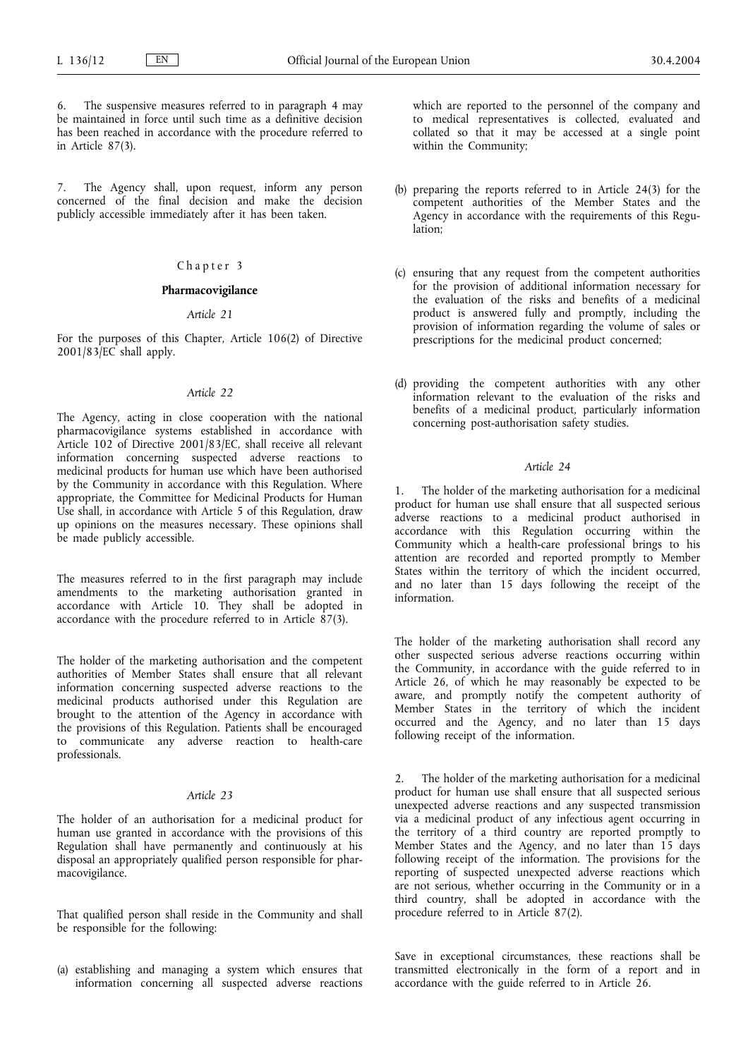6. The suspensive measures referred to in paragraph 4 may be maintained in force until such time as a definitive decision has been reached in accordance with the procedure referred to in Article 87(3).

7. The Agency shall, upon request, inform any person concerned of the final decision and make the decision publicly accessible immediately after it has been taken.

## Chapter 3

## **Pharmacovigilance**

### *Article 21*

For the purposes of this Chapter, Article 106(2) of Directive 2001/83/EC shall apply.

### *Article 22*

The Agency, acting in close cooperation with the national pharmacovigilance systems established in accordance with Article 102 of Directive 2001/83/EC, shall receive all relevant information concerning suspected adverse reactions to medicinal products for human use which have been authorised by the Community in accordance with this Regulation. Where appropriate, the Committee for Medicinal Products for Human Use shall, in accordance with Article 5 of this Regulation, draw up opinions on the measures necessary. These opinions shall be made publicly accessible.

The measures referred to in the first paragraph may include amendments to the marketing authorisation granted in accordance with Article 10. They shall be adopted in accordance with the procedure referred to in Article 87(3).

The holder of the marketing authorisation and the competent authorities of Member States shall ensure that all relevant information concerning suspected adverse reactions to the medicinal products authorised under this Regulation are brought to the attention of the Agency in accordance with the provisions of this Regulation. Patients shall be encouraged to communicate any adverse reaction to health-care professionals.

### *Article 23*

The holder of an authorisation for a medicinal product for human use granted in accordance with the provisions of this Regulation shall have permanently and continuously at his disposal an appropriately qualified person responsible for pharmacovigilance.

That qualified person shall reside in the Community and shall be responsible for the following:

(a) establishing and managing a system which ensures that information concerning all suspected adverse reactions which are reported to the personnel of the company and to medical representatives is collected, evaluated and collated so that it may be accessed at a single point within the Community;

(b) preparing the reports referred to in Article 24(3) for the competent authorities of the Member States and the Agency in accordance with the requirements of this Regulation;

(c) ensuring that any request from the competent authorities for the provision of additional information necessary for the evaluation of the risks and benefits of a medicinal product is answered fully and promptly, including the provision of information regarding the volume of sales or prescriptions for the medicinal product concerned;

(d) providing the competent authorities with any other information relevant to the evaluation of the risks and benefits of a medicinal product, particularly information concerning post-authorisation safety studies.

### *Article 24*

1. The holder of the marketing authorisation for a medicinal product for human use shall ensure that all suspected serious adverse reactions to a medicinal product authorised in accordance with this Regulation occurring within the Community which a health-care professional brings to his attention are recorded and reported promptly to Member States within the territory of which the incident occurred, and no later than 15 days following the receipt of the information.

The holder of the marketing authorisation shall record any other suspected serious adverse reactions occurring within the Community, in accordance with the guide referred to in Article 26, of which he may reasonably be expected to be aware, and promptly notify the competent authority of Member States in the territory of which the incident occurred and the Agency, and no later than 15 days following receipt of the information.

2. The holder of the marketing authorisation for a medicinal product for human use shall ensure that all suspected serious unexpected adverse reactions and any suspected transmission via a medicinal product of any infectious agent occurring in the territory of a third country are reported promptly to Member States and the Agency, and no later than 15 days following receipt of the information. The provisions for the reporting of suspected unexpected adverse reactions which are not serious, whether occurring in the Community or in a third country, shall be adopted in accordance with the procedure referred to in Article 87(2).

Save in exceptional circumstances, these reactions shall be transmitted electronically in the form of a report and in accordance with the guide referred to in Article 26.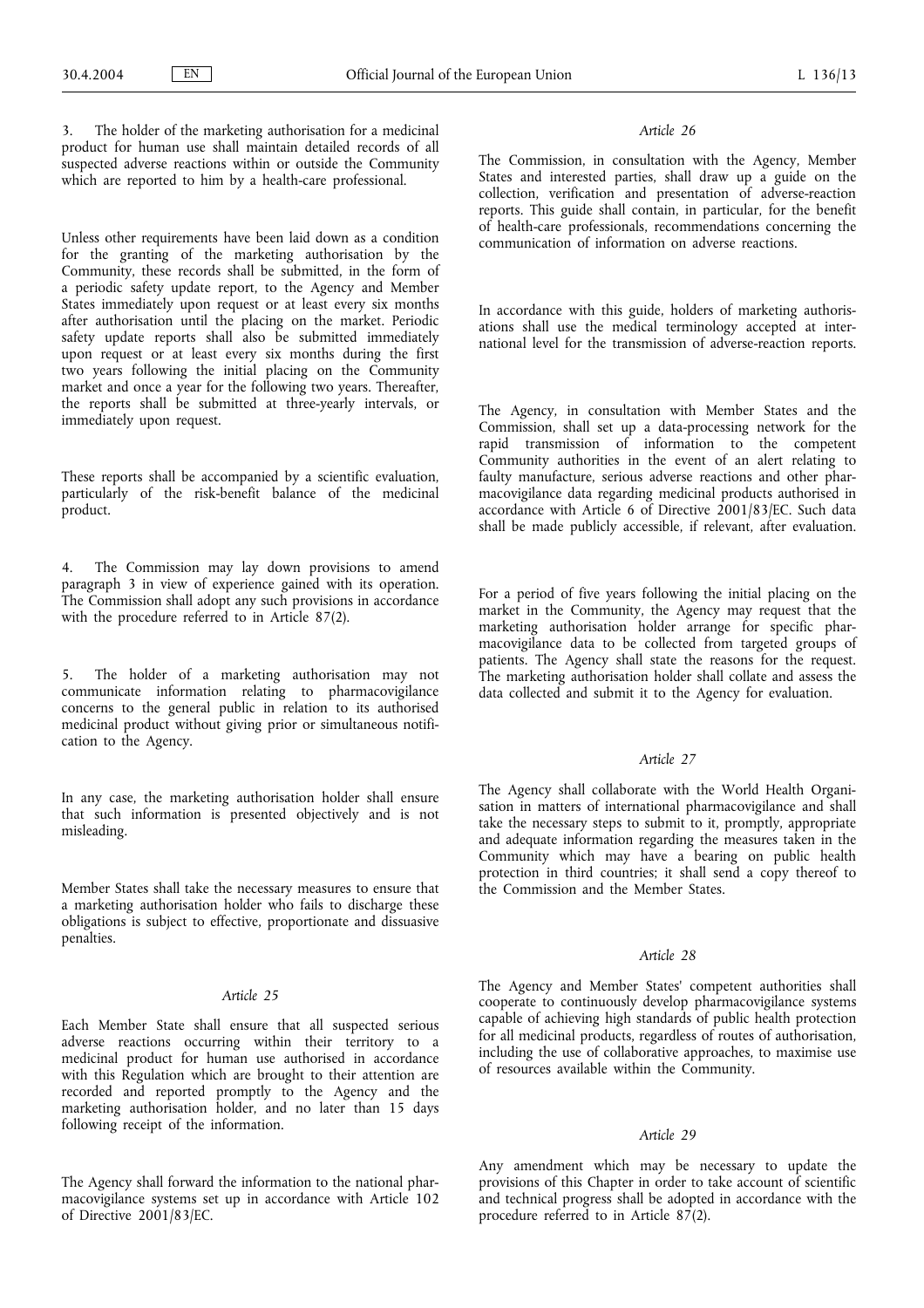3. The holder of the marketing authorisation for a medicinal product for human use shall maintain detailed records of all suspected adverse reactions within or outside the Community which are reported to him by a health-care professional.

Unless other requirements have been laid down as a condition for the granting of the marketing authorisation by the Community, these records shall be submitted, in the form of a periodic safety update report, to the Agency and Member States immediately upon request or at least every six months after authorisation until the placing on the market. Periodic safety update reports shall also be submitted immediately upon request or at least every six months during the first two years following the initial placing on the Community market and once a year for the following two years. Thereafter, the reports shall be submitted at three-yearly intervals, or immediately upon request.

These reports shall be accompanied by a scientific evaluation, particularly of the risk-benefit balance of the medicinal product.

4. The Commission may lay down provisions to amend paragraph 3 in view of experience gained with its operation. The Commission shall adopt any such provisions in accordance with the procedure referred to in Article 87(2).

5. The holder of a marketing authorisation may not communicate information relating to pharmacovigilance concerns to the general public in relation to its authorised medicinal product without giving prior or simultaneous notification to the Agency.

In any case, the marketing authorisation holder shall ensure that such information is presented objectively and is not misleading.

Member States shall take the necessary measures to ensure that a marketing authorisation holder who fails to discharge these obligations is subject to effective, proportionate and dissuasive penalties.

*Article 25*

Each Member State shall ensure that all suspected serious adverse reactions occurring within their territory to a medicinal product for human use authorised in accordance with this Regulation which are brought to their attention are recorded and reported promptly to the Agency and the marketing authorisation holder, and no later than 15 days following receipt of the information.

The Agency shall forward the information to the national pharmacovigilance systems set up in accordance with Article 102 of Directive 2001/83/EC.

*Article 26*

The Commission, in consultation with the Agency, Member States and interested parties, shall draw up a guide on the collection, verification and presentation of adverse-reaction reports. This guide shall contain, in particular, for the benefit of health-care professionals, recommendations concerning the communication of information on adverse reactions.

In accordance with this guide, holders of marketing authorisations shall use the medical terminology accepted at international level for the transmission of adverse-reaction reports.

The Agency, in consultation with Member States and the Commission, shall set up a data-processing network for the rapid transmission of information to the competent Community authorities in the event of an alert relating to faulty manufacture, serious adverse reactions and other pharmacovigilance data regarding medicinal products authorised in accordance with Article 6 of Directive 2001/83/EC. Such data shall be made publicly accessible, if relevant, after evaluation.

For a period of five years following the initial placing on the market in the Community, the Agency may request that the marketing authorisation holder arrange for specific pharmacovigilance data to be collected from targeted groups of patients. The Agency shall state the reasons for the request. The marketing authorisation holder shall collate and assess the data collected and submit it to the Agency for evaluation.

*Article 27*

The Agency shall collaborate with the World Health Organisation in matters of international pharmacovigilance and shall take the necessary steps to submit to it, promptly, appropriate and adequate information regarding the measures taken in the Community which may have a bearing on public health protection in third countries; it shall send a copy thereof to the Commission and the Member States.

*Article 28*

The Agency and Member States' competent authorities shall cooperate to continuously develop pharmacovigilance systems capable of achieving high standards of public health protection for all medicinal products, regardless of routes of authorisation, including the use of collaborative approaches, to maximise use of resources available within the Community.

*Article 29*

Any amendment which may be necessary to update the provisions of this Chapter in order to take account of scientific and technical progress shall be adopted in accordance with the procedure referred to in Article 87(2).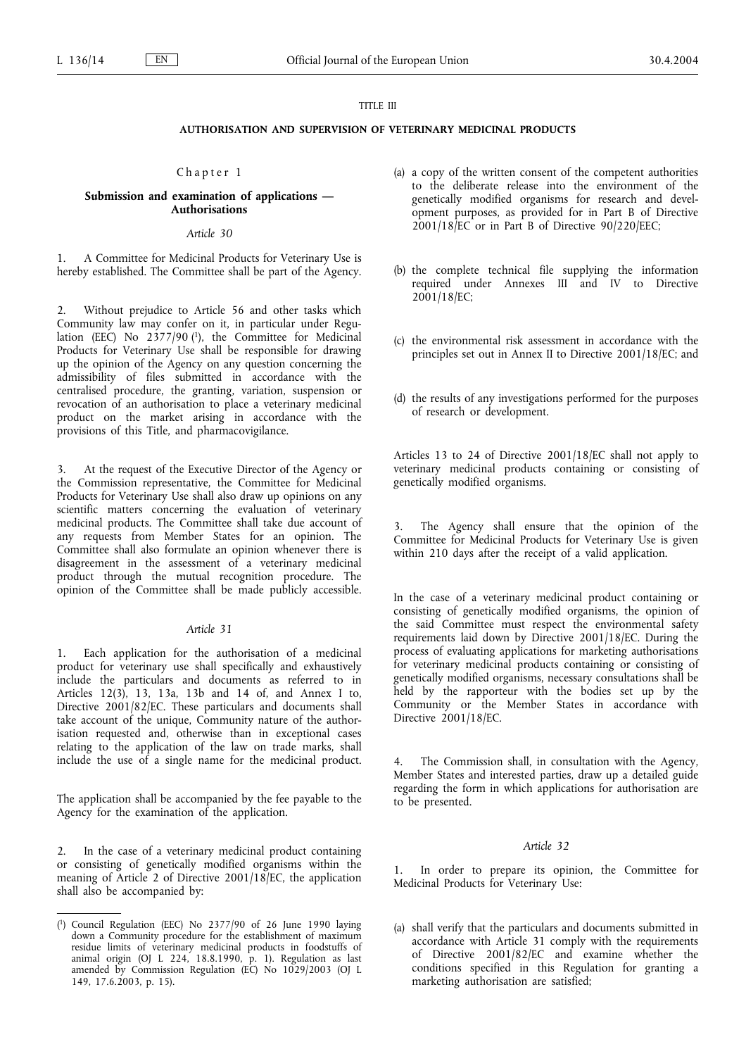TITLE III

## AUTHORISATION AND SUPERVISION OF VETERINARY MEDICINAL PRODUCTS

### Chapter 1

### Submission and examination of applications — Authorisations

*Article 30*

1. A Committee for Medicinal Products for Veterinary Use is hereby established. The Committee shall be part of the Agency.

2. Without prejudice to Article 56 and other tasks which Community law may confer on it, in particular under Regulation (EEC) No 2377/90 [1], the Committee for Medicinal Products for Veterinary Use shall be responsible for drawing up the opinion of the Agency on any question concerning the admissibility of files submitted in accordance with the centralised procedure, the granting, variation, suspension or revocation of an authorisation to place a veterinary medicinal product on the market arising in accordance with the provisions of this Title, and pharmacovigilance.

3. At the request of the Executive Director of the Agency or the Commission representative, the Committee for Medicinal Products for Veterinary Use shall also draw up opinions on any scientific matters concerning the evaluation of veterinary medicinal products. The Committee shall take due account of any requests from Member States for an opinion. The Committee shall also formulate an opinion whenever there is disagreement in the assessment of a veterinary medicinal product through the mutual recognition procedure. The opinion of the Committee shall be made publicly accessible.

*Article 31*

1. Each application for the authorisation of a medicinal product for veterinary use shall specifically and exhaustively include the particulars and documents as referred to in Articles 12(3), 13, 13a, 13b and 14 of, and Annex I to, Directive 2001/82/EC. These particulars and documents shall take account of the unique, Community nature of the authorisation requested and, otherwise than in exceptional cases relating to the application of the law on trade marks, shall include the use of a single name for the medicinal product.

The application shall be accompanied by the fee payable to the Agency for the examination of the application.

2. In the case of a veterinary medicinal product containing or consisting of genetically modified organisms within the meaning of Article 2 of Directive 2001/18/EC, the application shall also be accompanied by:

(a) a copy of the written consent of the competent authorities to the deliberate release into the environment of the genetically modified organisms for research and development purposes, as provided for in Part B of Directive 2001/18/EC or in Part B of Directive 90/220/EEC;

(b) the complete technical file supplying the information required under Annexes III and IV to Directive 2001/18/EC;

(c) the environmental risk assessment in accordance with the principles set out in Annex II to Directive 2001/18/EC; and

(d) the results of any investigations performed for the purposes of research or development.

Articles 13 to 24 of Directive 2001/18/EC shall not apply to veterinary medicinal products containing or consisting of genetically modified organisms.

3. The Agency shall ensure that the opinion of the Committee for Medicinal Products for Veterinary Use is given within 210 days after the receipt of a valid application.

In the case of a veterinary medicinal product containing or consisting of genetically modified organisms, the opinion of the said Committee must respect the environmental safety requirements laid down by Directive 2001/18/EC. During the process of evaluating applications for marketing authorisations for veterinary medicinal products containing or consisting of genetically modified organisms, necessary consultations shall be held by the rapporteur with the bodies set up by the Community or the Member States in accordance with Directive 2001/18/EC.

4. The Commission shall, in consultation with the Agency, Member States and interested parties, draw up a detailed guide regarding the form in which applications for authorisation are to be presented.

*Article 32*

1. In order to prepare its opinion, the Committee for Medicinal Products for Veterinary Use:

(a) shall verify that the particulars and documents submitted in accordance with Article 31 comply with the requirements of Directive 2001/82/EC and examine whether the conditions specified in this Regulation for granting a marketing authorisation are satisfied;

---

[1] Council Regulation (EEC) No 2377/90 of 26 June 1990 laying down a Community procedure for the establishment of maximum residue limits of veterinary medicinal products in foodstuffs of animal origin (OJ L 224, 18.8.1990, p. 1). Regulation as last amended by Commission Regulation (EC) No 1029/2003 (OJ L 149, 17.6.2003, p. 15).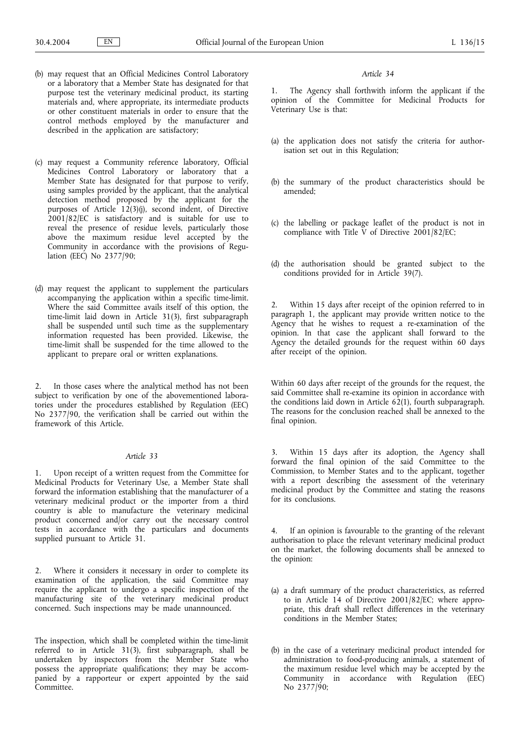(b) may request that an Official Medicines Control Laboratory or a laboratory that a Member State has designated for that purpose test the veterinary medicinal product, its starting materials and, where appropriate, its intermediate products or other constituent materials in order to ensure that the control methods employed by the manufacturer and described in the application are satisfactory;

(c) may request a Community reference laboratory, Official Medicines Control Laboratory or laboratory that a Member State has designated for that purpose to verify, using samples provided by the applicant, that the analytical detection method proposed by the applicant for the purposes of Article 12(3)(j), second indent, of Directive 2001/82/EC is satisfactory and is suitable for use to reveal the presence of residue levels, particularly those above the maximum residue level accepted by the Community in accordance with the provisions of Regulation (EEC) No 2377/90;

(d) may request the applicant to supplement the particulars accompanying the application within a specific time-limit. Where the said Committee avails itself of this option, the time-limit laid down in Article 31(3), first subparagraph shall be suspended until such time as the supplementary information requested has been provided. Likewise, the time-limit shall be suspended for the time allowed to the applicant to prepare oral or written explanations.

2. In those cases where the analytical method has not been subject to verification by one of the abovementioned laboratories under the procedures established by Regulation (EEC) No 2377/90, the verification shall be carried out within the framework of this Article.

*Article 33*

1. Upon receipt of a written request from the Committee for Medicinal Products for Veterinary Use, a Member State shall forward the information establishing that the manufacturer of a veterinary medicinal product or the importer from a third country is able to manufacture the veterinary medicinal product concerned and/or carry out the necessary control tests in accordance with the particulars and documents supplied pursuant to Article 31.

2. Where it considers it necessary in order to complete its examination of the application, the said Committee may require the applicant to undergo a specific inspection of the manufacturing site of the veterinary medicinal product concerned. Such inspections may be made unannounced.

The inspection, which shall be completed within the time-limit referred to in Article 31(3), first subparagraph, shall be undertaken by inspectors from the Member State who possess the appropriate qualifications; they may be accompanied by a rapporteur or expert appointed by the said Committee.

*Article 34*

1. The Agency shall forthwith inform the applicant if the opinion of the Committee for Medicinal Products for Veterinary Use is that:

(a) the application does not satisfy the criteria for authorisation set out in this Regulation;

(b) the summary of the product characteristics should be amended;

(c) the labelling or package leaflet of the product is not in compliance with Title V of Directive 2001/82/EC;

(d) the authorisation should be granted subject to the conditions provided for in Article 39(7).

2. Within 15 days after receipt of the opinion referred to in paragraph 1, the applicant may provide written notice to the Agency that he wishes to request a re-examination of the opinion. In that case the applicant shall forward to the Agency the detailed grounds for the request within 60 days after receipt of the opinion.

Within 60 days after receipt of the grounds for the request, the said Committee shall re-examine its opinion in accordance with the conditions laid down in Article 62(1), fourth subparagraph. The reasons for the conclusion reached shall be annexed to the final opinion.

3. Within 15 days after its adoption, the Agency shall forward the final opinion of the said Committee to the Commission, to Member States and to the applicant, together with a report describing the assessment of the veterinary medicinal product by the Committee and stating the reasons for its conclusions.

4. If an opinion is favourable to the granting of the relevant authorisation to place the relevant veterinary medicinal product on the market, the following documents shall be annexed to the opinion:

(a) a draft summary of the product characteristics, as referred to in Article 14 of Directive 2001/82/EC; where appropriate, this draft shall reflect differences in the veterinary conditions in the Member States;

(b) in the case of a veterinary medicinal product intended for administration to food-producing animals, a statement of the maximum residue level which may be accepted by the Community in accordance with Regulation (EEC) No 2377/90;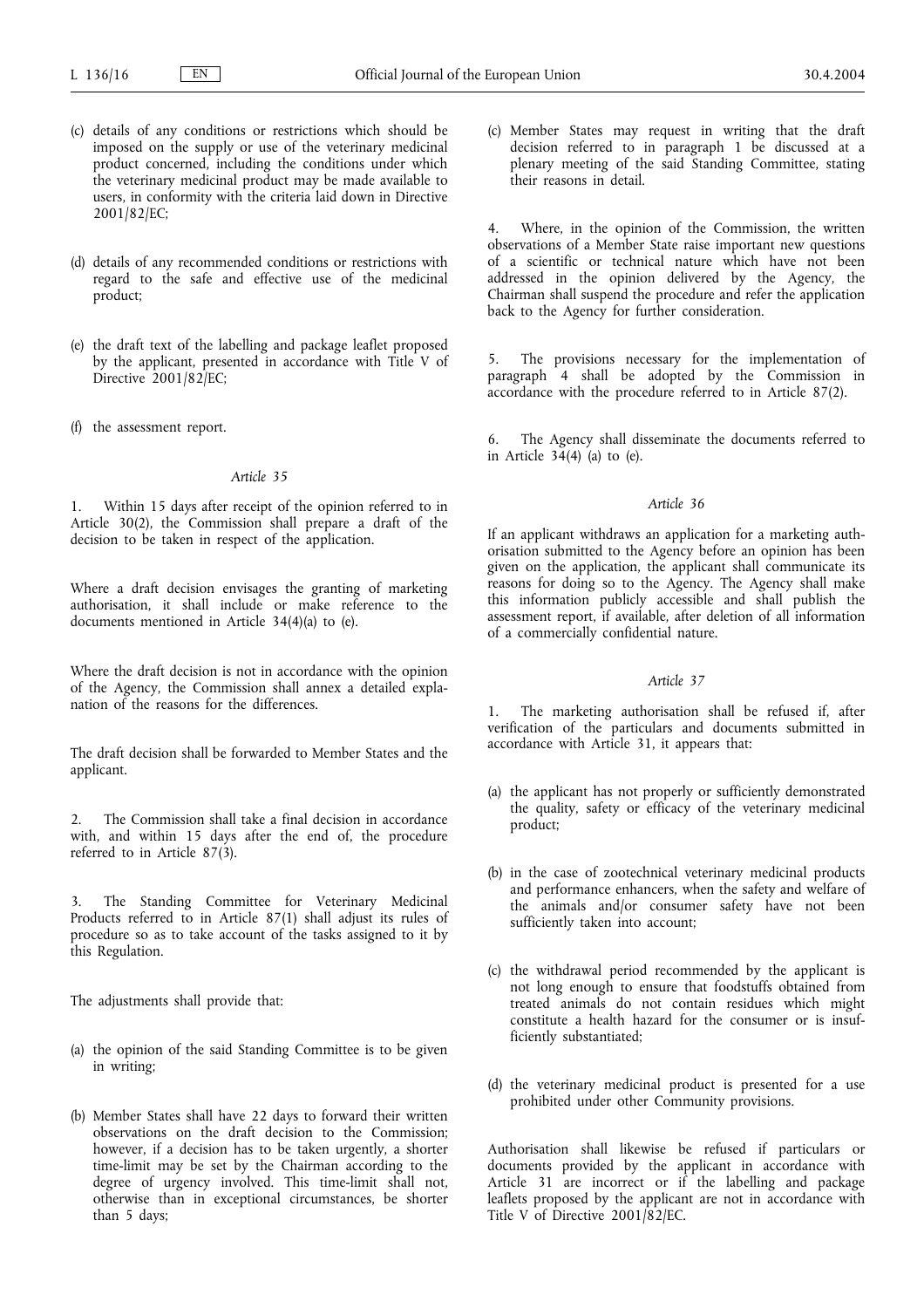(c) details of any conditions or restrictions which should be imposed on the supply or use of the veterinary medicinal product concerned, including the conditions under which the veterinary medicinal product may be made available to users, in conformity with the criteria laid down in Directive 2001/82/EC;

(d) details of any recommended conditions or restrictions with regard to the safe and effective use of the medicinal product;

(e) the draft text of the labelling and package leaflet proposed by the applicant, presented in accordance with Title V of Directive 2001/82/EC;

(f) the assessment report.

*Article 35*

1. Within 15 days after receipt of the opinion referred to in Article 30(2), the Commission shall prepare a draft of the decision to be taken in respect of the application.

Where a draft decision envisages the granting of marketing authorisation, it shall include or make reference to the documents mentioned in Article 34(4)(a) to (e).

Where the draft decision is not in accordance with the opinion of the Agency, the Commission shall annex a detailed explanation of the reasons for the differences.

The draft decision shall be forwarded to Member States and the applicant.

2. The Commission shall take a final decision in accordance with, and within 15 days after the end of, the procedure referred to in Article 87(3).

3. The Standing Committee for Veterinary Medicinal Products referred to in Article 87(1) shall adjust its rules of procedure so as to take account of the tasks assigned to it by this Regulation.

The adjustments shall provide that:

(a) the opinion of the said Standing Committee is to be given in writing;

(b) Member States shall have 22 days to forward their written observations on the draft decision to the Commission; however, if a decision has to be taken urgently, a shorter time-limit may be set by the Chairman according to the degree of urgency involved. This time-limit shall not, otherwise than in exceptional circumstances, be shorter than 5 days;

(c) Member States may request in writing that the draft decision referred to in paragraph 1 be discussed at a plenary meeting of the said Standing Committee, stating their reasons in detail.

4. Where, in the opinion of the Commission, the written observations of a Member State raise important new questions of a scientific or technical nature which have not been addressed in the opinion delivered by the Agency, the Chairman shall suspend the procedure and refer the application back to the Agency for further consideration.

5. The provisions necessary for the implementation of paragraph 4 shall be adopted by the Commission in accordance with the procedure referred to in Article 87(2).

6. The Agency shall disseminate the documents referred to in Article 34(4) (a) to (e).

*Article 36*

If an applicant withdraws an application for a marketing authorisation submitted to the Agency before an opinion has been given on the application, the applicant shall communicate its reasons for doing so to the Agency. The Agency shall make this information publicly accessible and shall publish the assessment report, if available, after deletion of all information of a commercially confidential nature.

*Article 37*

1. The marketing authorisation shall be refused if, after verification of the particulars and documents submitted in accordance with Article 31, it appears that:

(a) the applicant has not properly or sufficiently demonstrated the quality, safety or efficacy of the veterinary medicinal product;

(b) in the case of zootechnical veterinary medicinal products and performance enhancers, when the safety and welfare of the animals and/or consumer safety have not been sufficiently taken into account;

(c) the withdrawal period recommended by the applicant is not long enough to ensure that foodstuffs obtained from treated animals do not contain residues which might constitute a health hazard for the consumer or is insufficiently substantiated;

(d) the veterinary medicinal product is presented for a use prohibited under other Community provisions.

Authorisation shall likewise be refused if particulars or documents provided by the applicant in accordance with Article 31 are incorrect or if the labelling and package leaflets proposed by the applicant are not in accordance with Title V of Directive 2001/82/EC.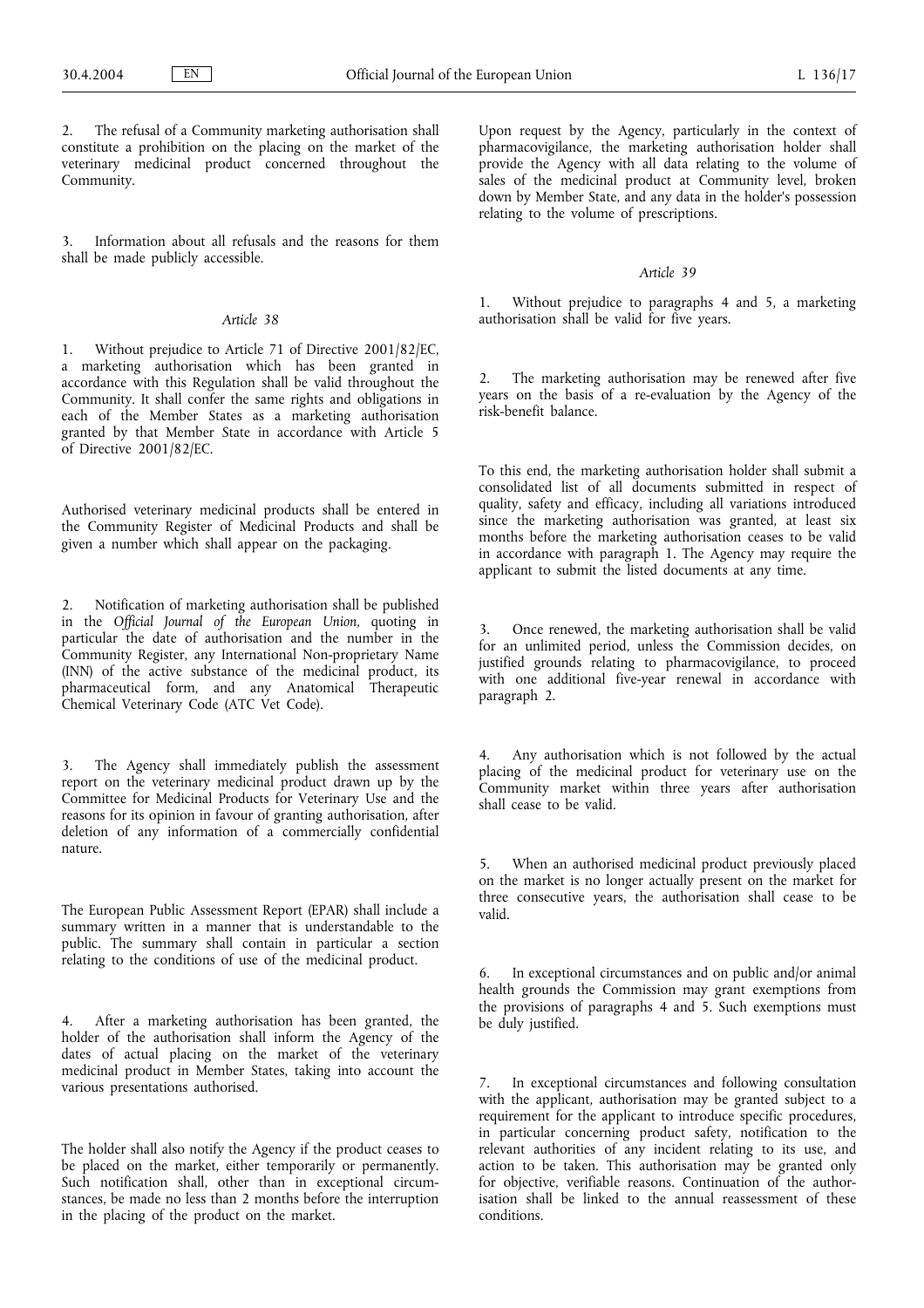2. The refusal of a Community marketing authorisation shall constitute a prohibition on the placing on the market of the veterinary medicinal product concerned throughout the Community.

3. Information about all refusals and the reasons for them shall be made publicly accessible.

### *Article 38*

1. Without prejudice to Article 71 of Directive 2001/82/EC, a marketing authorisation which has been granted in accordance with this Regulation shall be valid throughout the Community. It shall confer the same rights and obligations in each of the Member States as a marketing authorisation granted by that Member State in accordance with Article 5 of Directive 2001/82/EC.

Authorised veterinary medicinal products shall be entered in the Community Register of Medicinal Products and shall be given a number which shall appear on the packaging.

2. Notification of marketing authorisation shall be published in the *Official Journal of the European Union*, quoting in particular the date of authorisation and the number in the Community Register, any International Non-proprietary Name (INN) of the active substance of the medicinal product, its pharmaceutical form, and any Anatomical Therapeutic Chemical Veterinary Code (ATC Vet Code).

3. The Agency shall immediately publish the assessment report on the veterinary medicinal product drawn up by the Committee for Medicinal Products for Veterinary Use and the reasons for its opinion in favour of granting authorisation, after deletion of any information of a commercially confidential nature.

The European Public Assessment Report (EPAR) shall include a summary written in a manner that is understandable to the public. The summary shall contain in particular a section relating to the conditions of use of the medicinal product.

4. After a marketing authorisation has been granted, the holder of the authorisation shall inform the Agency of the dates of actual placing on the market of the veterinary medicinal product in Member States, taking into account the various presentations authorised.

The holder shall also notify the Agency if the product ceases to be placed on the market, either temporarily or permanently. Such notification shall, other than in exceptional circumstances, be made no less than 2 months before the interruption in the placing of the product on the market.

Upon request by the Agency, particularly in the context of pharmacovigilance, the marketing authorisation holder shall provide the Agency with all data relating to the volume of sales of the medicinal product at Community level, broken down by Member State, and any data in the holder's possession relating to the volume of prescriptions.

### *Article 39*

1. Without prejudice to paragraphs 4 and 5, a marketing authorisation shall be valid for five years.

2. The marketing authorisation may be renewed after five years on the basis of a re-evaluation by the Agency of the risk-benefit balance.

To this end, the marketing authorisation holder shall submit a consolidated list of all documents submitted in respect of quality, safety and efficacy, including all variations introduced since the marketing authorisation was granted, at least six months before the marketing authorisation ceases to be valid in accordance with paragraph 1. The Agency may require the applicant to submit the listed documents at any time.

3. Once renewed, the marketing authorisation shall be valid for an unlimited period, unless the Commission decides, on justified grounds relating to pharmacovigilance, to proceed with one additional five-year renewal in accordance with paragraph 2.

4. Any authorisation which is not followed by the actual placing of the medicinal product for veterinary use on the Community market within three years after authorisation shall cease to be valid.

5. When an authorised medicinal product previously placed on the market is no longer actually present on the market for three consecutive years, the authorisation shall cease to be valid.

6. In exceptional circumstances and on public and/or animal health grounds the Commission may grant exemptions from the provisions of paragraphs 4 and 5. Such exemptions must be duly justified.

7. In exceptional circumstances and following consultation with the applicant, authorisation may be granted subject to a requirement for the applicant to introduce specific procedures, in particular concerning product safety, notification to the relevant authorities of any incident relating to its use, and action to be taken. This authorisation may be granted only for objective, verifiable reasons. Continuation of the authorisation shall be linked to the annual reassessment of these conditions.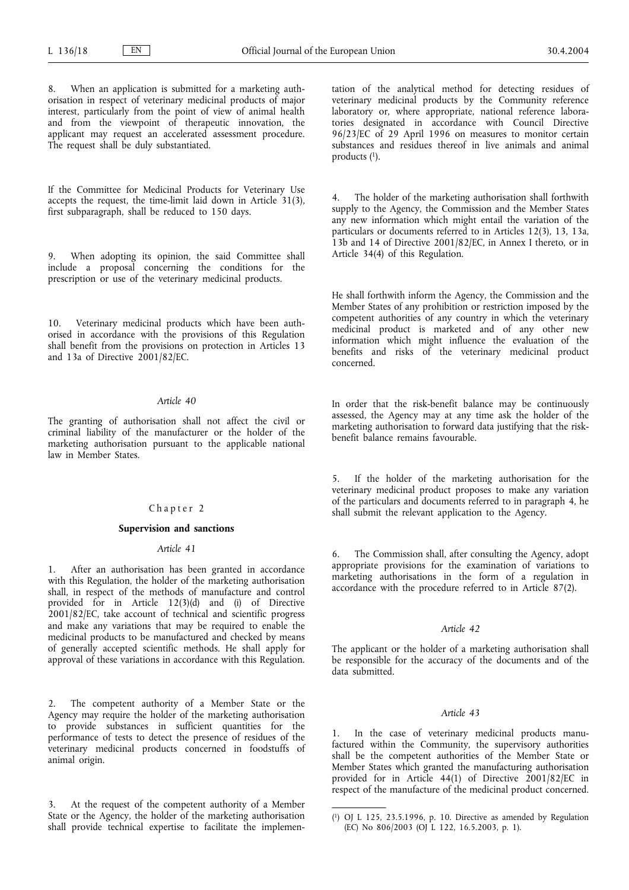8. When an application is submitted for a marketing authorisation in respect of veterinary medicinal products of major interest, particularly from the point of view of animal health and from the viewpoint of therapeutic innovation, the applicant may request an accelerated assessment procedure. The request shall be duly substantiated.

If the Committee for Medicinal Products for Veterinary Use accepts the request, the time-limit laid down in Article 31(3), first subparagraph, shall be reduced to 150 days.

9. When adopting its opinion, the said Committee shall include a proposal concerning the conditions for the prescription or use of the veterinary medicinal products.

10. Veterinary medicinal products which have been authorised in accordance with the provisions of this Regulation shall benefit from the provisions on protection in Articles 13 and 13a of Directive 2001/82/EC.

*Article 40*

The granting of authorisation shall not affect the civil or criminal liability of the manufacturer or the holder of the marketing authorisation pursuant to the applicable national law in Member States.

## Chapter 2

## Supervision and sanctions

*Article 41*

1. After an authorisation has been granted in accordance with this Regulation, the holder of the marketing authorisation shall, in respect of the methods of manufacture and control provided for in Article 12(3)(d) and (i) of Directive 2001/82/EC, take account of technical and scientific progress and make any variations that may be required to enable the medicinal products to be manufactured and checked by means of generally accepted scientific methods. He shall apply for approval of these variations in accordance with this Regulation.

2. The competent authority of a Member State or the Agency may require the holder of the marketing authorisation to provide substances in sufficient quantities for the performance of tests to detect the presence of residues of the veterinary medicinal products concerned in foodstuffs of animal origin.

3. At the request of the competent authority of a Member State or the Agency, the holder of the marketing authorisation shall provide technical expertise to facilitate the implementation of the analytical method for detecting residues of veterinary medicinal products by the Community reference laboratory or, where appropriate, national reference laboratories designated in accordance with Council Directive 96/23/EC of 29 April 1996 on measures to monitor certain substances and residues thereof in live animals and animal products [1].

4. The holder of the marketing authorisation shall forthwith supply to the Agency, the Commission and the Member States any new information which might entail the variation of the particulars or documents referred to in Articles 12(3), 13, 13a, 13b and 14 of Directive 2001/82/EC, in Annex I thereto, or in Article 34(4) of this Regulation.

He shall forthwith inform the Agency, the Commission and the Member States of any prohibition or restriction imposed by the competent authorities of any country in which the veterinary medicinal product is marketed and of any other new information which might influence the evaluation of the benefits and risks of the veterinary medicinal product concerned.

In order that the risk-benefit balance may be continuously assessed, the Agency may at any time ask the holder of the marketing authorisation to forward data justifying that the risk-benefit balance remains favourable.

5. If the holder of the marketing authorisation for the veterinary medicinal product proposes to make any variation of the particulars and documents referred to in paragraph 4, he shall submit the relevant application to the Agency.

6. The Commission shall, after consulting the Agency, adopt appropriate provisions for the examination of variations to marketing authorisations in the form of a regulation in accordance with the procedure referred to in Article 87(2).

*Article 42*

The applicant or the holder of a marketing authorisation shall be responsible for the accuracy of the documents and of the data submitted.

*Article 43*

1. In the case of veterinary medicinal products manufactured within the Community, the supervisory authorities shall be the competent authorities of the Member State or Member States which granted the manufacturing authorisation provided for in Article 44(1) of Directive 2001/82/EC in respect of the manufacture of the medicinal product concerned.

---

[1] OJ L 125, 23.5.1996, p. 10. Directive as amended by Regulation (EC) No 806/2003 (OJ L 122, 16.5.2003, p. 1).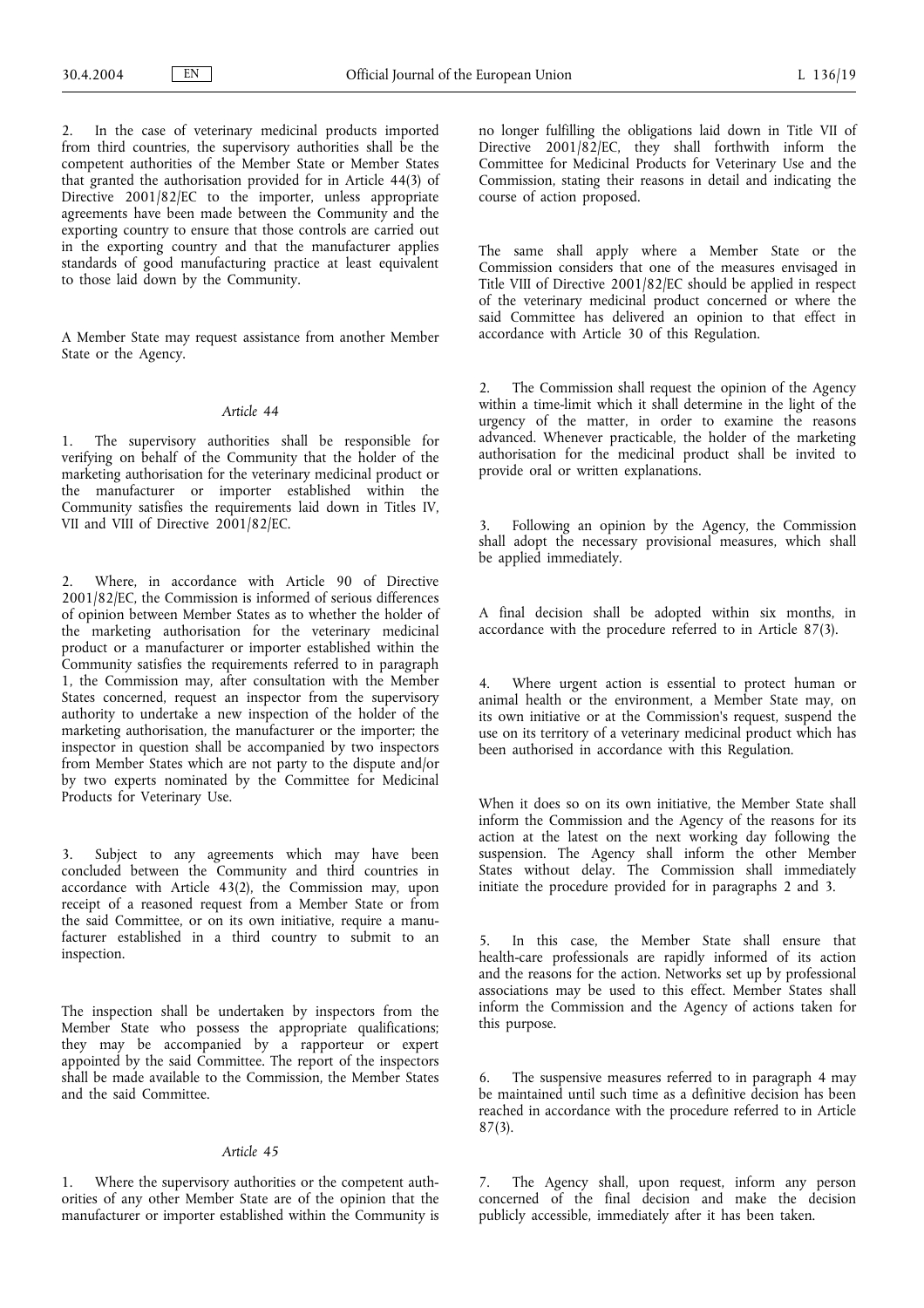2. In the case of veterinary medicinal products imported from third countries, the supervisory authorities shall be the competent authorities of the Member State or Member States that granted the authorisation provided for in Article 44(3) of Directive 2001/82/EC to the importer, unless appropriate agreements have been made between the Community and the exporting country to ensure that those controls are carried out in the exporting country and that the manufacturer applies standards of good manufacturing practice at least equivalent to those laid down by the Community.

A Member State may request assistance from another Member State or the Agency.

*Article 44*

1. The supervisory authorities shall be responsible for verifying on behalf of the Community that the holder of the marketing authorisation for the veterinary medicinal product or the manufacturer or importer established within the Community satisfies the requirements laid down in Titles IV, VII and VIII of Directive 2001/82/EC.

2. Where, in accordance with Article 90 of Directive 2001/82/EC, the Commission is informed of serious differences of opinion between Member States as to whether the holder of the marketing authorisation for the veterinary medicinal product or a manufacturer or importer established within the Community satisfies the requirements referred to in paragraph 1, the Commission may, after consultation with the Member States concerned, request an inspector from the supervisory authority to undertake a new inspection of the holder of the marketing authorisation, the manufacturer or the importer; the inspector in question shall be accompanied by two inspectors from Member States which are not party to the dispute and/or by two experts nominated by the Committee for Medicinal Products for Veterinary Use.

3. Subject to any agreements which may have been concluded between the Community and third countries in accordance with Article 43(2), the Commission may, upon receipt of a reasoned request from a Member State or from the said Committee, or on its own initiative, require a manufacturer established in a third country to submit to an inspection.

The inspection shall be undertaken by inspectors from the Member State who possess the appropriate qualifications; they may be accompanied by a rapporteur or expert appointed by the said Committee. The report of the inspectors shall be made available to the Commission, the Member States and the said Committee.

*Article 45*

1. Where the supervisory authorities or the competent authorities of any other Member State are of the opinion that the manufacturer or importer established within the Community is no longer fulfilling the obligations laid down in Title VII of Directive 2001/82/EC, they shall forthwith inform the Committee for Medicinal Products for Veterinary Use and the Commission, stating their reasons in detail and indicating the course of action proposed.

The same shall apply where a Member State or the Commission considers that one of the measures envisaged in Title VIII of Directive 2001/82/EC should be applied in respect of the veterinary medicinal product concerned or where the said Committee has delivered an opinion to that effect in accordance with Article 30 of this Regulation.

2. The Commission shall request the opinion of the Agency within a time-limit which it shall determine in the light of the urgency of the matter, in order to examine the reasons advanced. Whenever practicable, the holder of the marketing authorisation for the medicinal product shall be invited to provide oral or written explanations.

3. Following an opinion by the Agency, the Commission shall adopt the necessary provisional measures, which shall be applied immediately.

A final decision shall be adopted within six months, in accordance with the procedure referred to in Article 87(3).

4. Where urgent action is essential to protect human or animal health or the environment, a Member State may, on its own initiative or at the Commission's request, suspend the use on its territory of a veterinary medicinal product which has been authorised in accordance with this Regulation.

When it does so on its own initiative, the Member State shall inform the Commission and the Agency of the reasons for its action at the latest on the next working day following the suspension. The Agency shall inform the other Member States without delay. The Commission shall immediately initiate the procedure provided for in paragraphs 2 and 3.

5. In this case, the Member State shall ensure that health-care professionals are rapidly informed of its action and the reasons for the action. Networks set up by professional associations may be used to this effect. Member States shall inform the Commission and the Agency of actions taken for this purpose.

6. The suspensive measures referred to in paragraph 4 may be maintained until such time as a definitive decision has been reached in accordance with the procedure referred to in Article 87(3).

7. The Agency shall, upon request, inform any person concerned of the final decision and make the decision publicly accessible, immediately after it has been taken.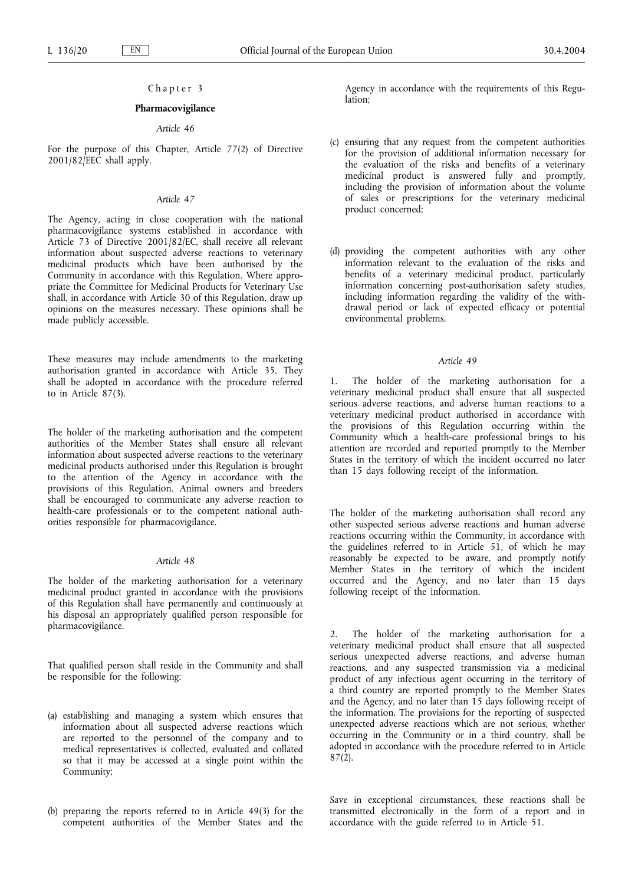## Chapter 3

### Pharmacovigilance

*Article 46*

For the purpose of this Chapter, Article 77(2) of Directive 2001/82/EEC shall apply.

*Article 47*

The Agency, acting in close cooperation with the national pharmacovigilance systems established in accordance with Article 73 of Directive 2001/82/EC, shall receive all relevant information about suspected adverse reactions to veterinary medicinal products which have been authorised by the Community in accordance with this Regulation. Where appropriate the Committee for Medicinal Products for Veterinary Use shall, in accordance with Article 30 of this Regulation, draw up opinions on the measures necessary. These opinions shall be made publicly accessible.

These measures may include amendments to the marketing authorisation granted in accordance with Article 35. They shall be adopted in accordance with the procedure referred to in Article 87(3).

The holder of the marketing authorisation and the competent authorities of the Member States shall ensure all relevant information about suspected adverse reactions to the veterinary medicinal products authorised under this Regulation is brought to the attention of the Agency in accordance with the provisions of this Regulation. Animal owners and breeders shall be encouraged to communicate any adverse reaction to health-care professionals or to the competent national authorities responsible for pharmacovigilance.

*Article 48*

The holder of the marketing authorisation for a veterinary medicinal product granted in accordance with the provisions of this Regulation shall have permanently and continuously at his disposal an appropriately qualified person responsible for pharmacovigilance.

That qualified person shall reside in the Community and shall be responsible for the following:

(a) establishing and managing a system which ensures that information about all suspected adverse reactions which are reported to the personnel of the company and to medical representatives is collected, evaluated and collated so that it may be accessed at a single point within the Community;

(b) preparing the reports referred to in Article 49(3) for the competent authorities of the Member States and the Agency in accordance with the requirements of this Regulation;

(c) ensuring that any request from the competent authorities for the provision of additional information necessary for the evaluation of the risks and benefits of a veterinary medicinal product is answered fully and promptly, including the provision of information about the volume of sales or prescriptions for the veterinary medicinal product concerned;

(d) providing the competent authorities with any other information relevant to the evaluation of the risks and benefits of a veterinary medicinal product, particularly information concerning post-authorisation safety studies, including information regarding the validity of the withdrawal period or lack of expected efficacy or potential environmental problems.

*Article 49*

1. The holder of the marketing authorisation for a veterinary medicinal product shall ensure that all suspected serious adverse reactions, and adverse human reactions to a veterinary medicinal product authorised in accordance with the provisions of this Regulation occurring within the Community which a health-care professional brings to his attention are recorded and reported promptly to the Member States in the territory of which the incident occurred no later than 15 days following receipt of the information.

The holder of the marketing authorisation shall record any other suspected serious adverse reactions and human adverse reactions occurring within the Community, in accordance with the guidelines referred to in Article 51, of which he may reasonably be expected to be aware, and promptly notify Member States in the territory of which the incident occurred and the Agency, and no later than 15 days following receipt of the information.

2. The holder of the marketing authorisation for a veterinary medicinal product shall ensure that all suspected serious unexpected adverse reactions, and adverse human reactions, and any suspected transmission via a medicinal product of any infectious agent occurring in the territory of a third country are reported promptly to the Member States and the Agency, and no later than 15 days following receipt of the information. The provisions for the reporting of suspected unexpected adverse reactions which are not serious, whether occurring in the Community or in a third country, shall be adopted in accordance with the procedure referred to in Article 87(2).

Save in exceptional circumstances, these reactions shall be transmitted electronically in the form of a report and in accordance with the guide referred to in Article 51.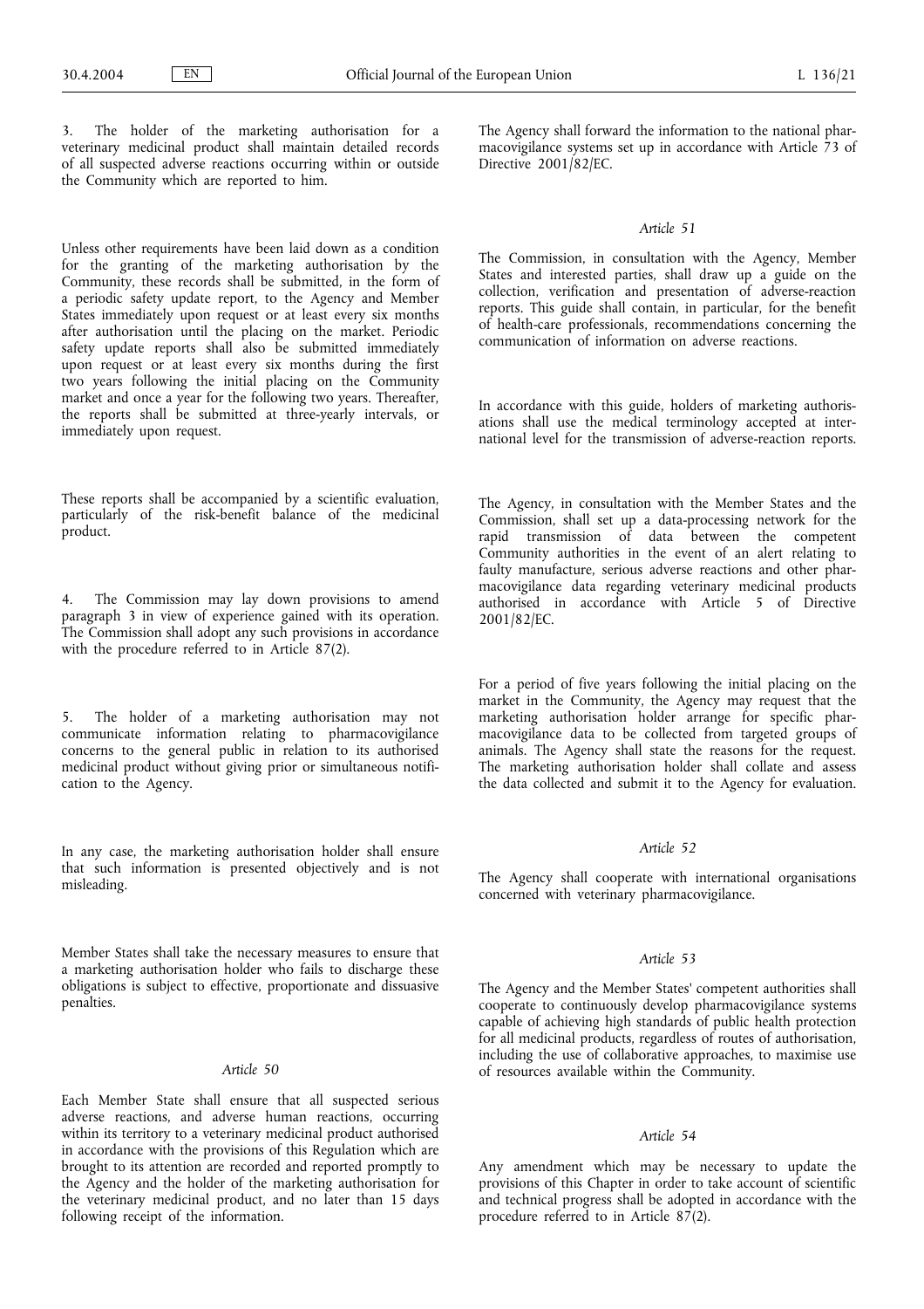3. The holder of the marketing authorisation for a veterinary medicinal product shall maintain detailed records of all suspected adverse reactions occurring within or outside the Community which are reported to him.

Unless other requirements have been laid down as a condition for the granting of the marketing authorisation by the Community, these records shall be submitted, in the form of a periodic safety update report, to the Agency and Member States immediately upon request or at least every six months after authorisation until the placing on the market. Periodic safety update reports shall also be submitted immediately upon request or at least every six months during the first two years following the initial placing on the Community market and once a year for the following two years. Thereafter, the reports shall be submitted at three-yearly intervals, or immediately upon request.

These reports shall be accompanied by a scientific evaluation, particularly of the risk-benefit balance of the medicinal product.

4. The Commission may lay down provisions to amend paragraph 3 in view of experience gained with its operation. The Commission shall adopt any such provisions in accordance with the procedure referred to in Article 87(2).

5. The holder of a marketing authorisation may not communicate information relating to pharmacovigilance concerns to the general public in relation to its authorised medicinal product without giving prior or simultaneous notification to the Agency.

In any case, the marketing authorisation holder shall ensure that such information is presented objectively and is not misleading.

Member States shall take the necessary measures to ensure that a marketing authorisation holder who fails to discharge these obligations is subject to effective, proportionate and dissuasive penalties.

*Article 50*

Each Member State shall ensure that all suspected serious adverse reactions, and adverse human reactions, occurring within its territory to a veterinary medicinal product authorised in accordance with the provisions of this Regulation which are brought to its attention are recorded and reported promptly to the Agency and the holder of the marketing authorisation for the veterinary medicinal product, and no later than 15 days following receipt of the information.

The Agency shall forward the information to the national pharmacovigilance systems set up in accordance with Article 73 of Directive 2001/82/EC.

*Article 51*

The Commission, in consultation with the Agency, Member States and interested parties, shall draw up a guide on the collection, verification and presentation of adverse-reaction reports. This guide shall contain, in particular, for the benefit of health-care professionals, recommendations concerning the communication of information on adverse reactions.

In accordance with this guide, holders of marketing authorisations shall use the medical terminology accepted at international level for the transmission of adverse-reaction reports.

The Agency, in consultation with the Member States and the Commission, shall set up a data-processing network for the rapid transmission of data between the competent Community authorities in the event of an alert relating to faulty manufacture, serious adverse reactions and other pharmacovigilance data regarding veterinary medicinal products authorised in accordance with Article 5 of Directive 2001/82/EC.

For a period of five years following the initial placing on the market in the Community, the Agency may request that the marketing authorisation holder arrange for specific pharmacovigilance data to be collected from targeted groups of animals. The Agency shall state the reasons for the request. The marketing authorisation holder shall collate and assess the data collected and submit it to the Agency for evaluation.

*Article 52*

The Agency shall cooperate with international organisations concerned with veterinary pharmacovigilance.

*Article 53*

The Agency and the Member States' competent authorities shall cooperate to continuously develop pharmacovigilance systems capable of achieving high standards of public health protection for all medicinal products, regardless of routes of authorisation, including the use of collaborative approaches, to maximise use of resources available within the Community.

*Article 54*

Any amendment which may be necessary to update the provisions of this Chapter in order to take account of scientific and technical progress shall be adopted in accordance with the procedure referred to in Article 87(2).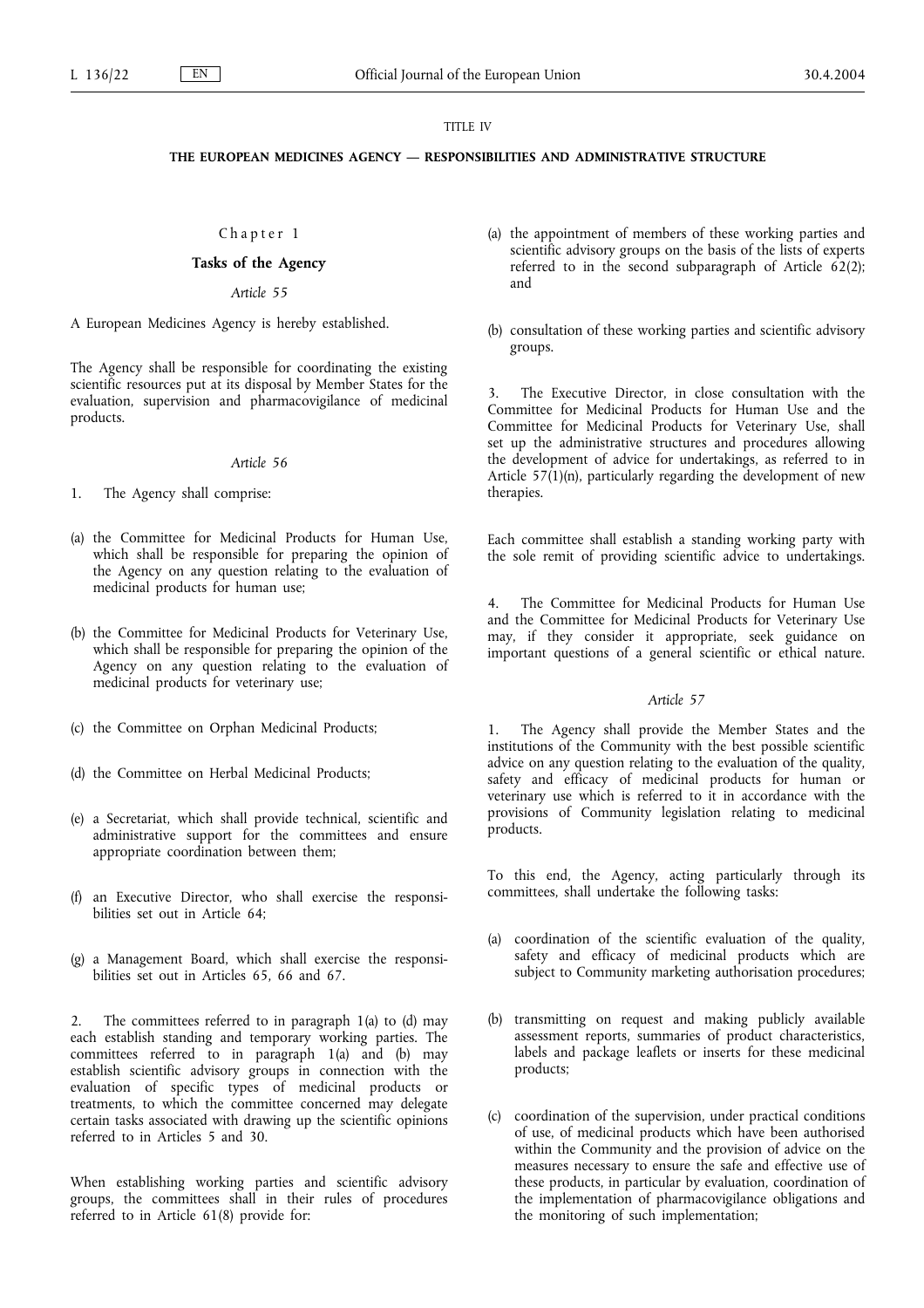TITLE IV

## THE EUROPEAN MEDICINES AGENCY — RESPONSIBILITIES AND ADMINISTRATIVE STRUCTURE

### Chapter 1

### Tasks of the Agency

*Article 55*

A European Medicines Agency is hereby established.

The Agency shall be responsible for coordinating the existing scientific resources put at its disposal by Member States for the evaluation, supervision and pharmacovigilance of medicinal products.

*Article 56*

1. The Agency shall comprise:

(a) the Committee for Medicinal Products for Human Use, which shall be responsible for preparing the opinion of the Agency on any question relating to the evaluation of medicinal products for human use;

(b) the Committee for Medicinal Products for Veterinary Use, which shall be responsible for preparing the opinion of the Agency on any question relating to the evaluation of medicinal products for veterinary use;

(c) the Committee on Orphan Medicinal Products;

(d) the Committee on Herbal Medicinal Products;

(e) a Secretariat, which shall provide technical, scientific and administrative support for the committees and ensure appropriate coordination between them;

(f) an Executive Director, who shall exercise the responsibilities set out in Article 64;

(g) a Management Board, which shall exercise the responsibilities set out in Articles 65, 66 and 67.

2. The committees referred to in paragraph 1(a) to (d) may each establish standing and temporary working parties. The committees referred to in paragraph 1(a) and (b) may establish scientific advisory groups in connection with the evaluation of specific types of medicinal products or treatments, to which the committee concerned may delegate certain tasks associated with drawing up the scientific opinions referred to in Articles 5 and 30.

When establishing working parties and scientific advisory groups, the committees shall in their rules of procedures referred to in Article 61(8) provide for:

(a) the appointment of members of these working parties and scientific advisory groups on the basis of the lists of experts referred to in the second subparagraph of Article 62(2); and

(b) consultation of these working parties and scientific advisory groups.

3. The Executive Director, in close consultation with the Committee for Medicinal Products for Human Use and the Committee for Medicinal Products for Veterinary Use, shall set up the administrative structures and procedures allowing the development of advice for undertakings, as referred to in Article 57(1)(n), particularly regarding the development of new therapies.

Each committee shall establish a standing working party with the sole remit of providing scientific advice to undertakings.

4. The Committee for Medicinal Products for Human Use and the Committee for Medicinal Products for Veterinary Use may, if they consider it appropriate, seek guidance on important questions of a general scientific or ethical nature.

*Article 57*

1. The Agency shall provide the Member States and the institutions of the Community with the best possible scientific advice on any question relating to the evaluation of the quality, safety and efficacy of medicinal products for human or veterinary use which is referred to it in accordance with the provisions of Community legislation relating to medicinal products.

To this end, the Agency, acting particularly through its committees, shall undertake the following tasks:

(a) coordination of the scientific evaluation of the quality, safety and efficacy of medicinal products which are subject to Community marketing authorisation procedures;

(b) transmitting on request and making publicly available assessment reports, summaries of product characteristics, labels and package leaflets or inserts for these medicinal products;

(c) coordination of the supervision, under practical conditions of use, of medicinal products which have been authorised within the Community and the provision of advice on the measures necessary to ensure the safe and effective use of these products, in particular by evaluation, coordination of the implementation of pharmacovigilance obligations and the monitoring of such implementation;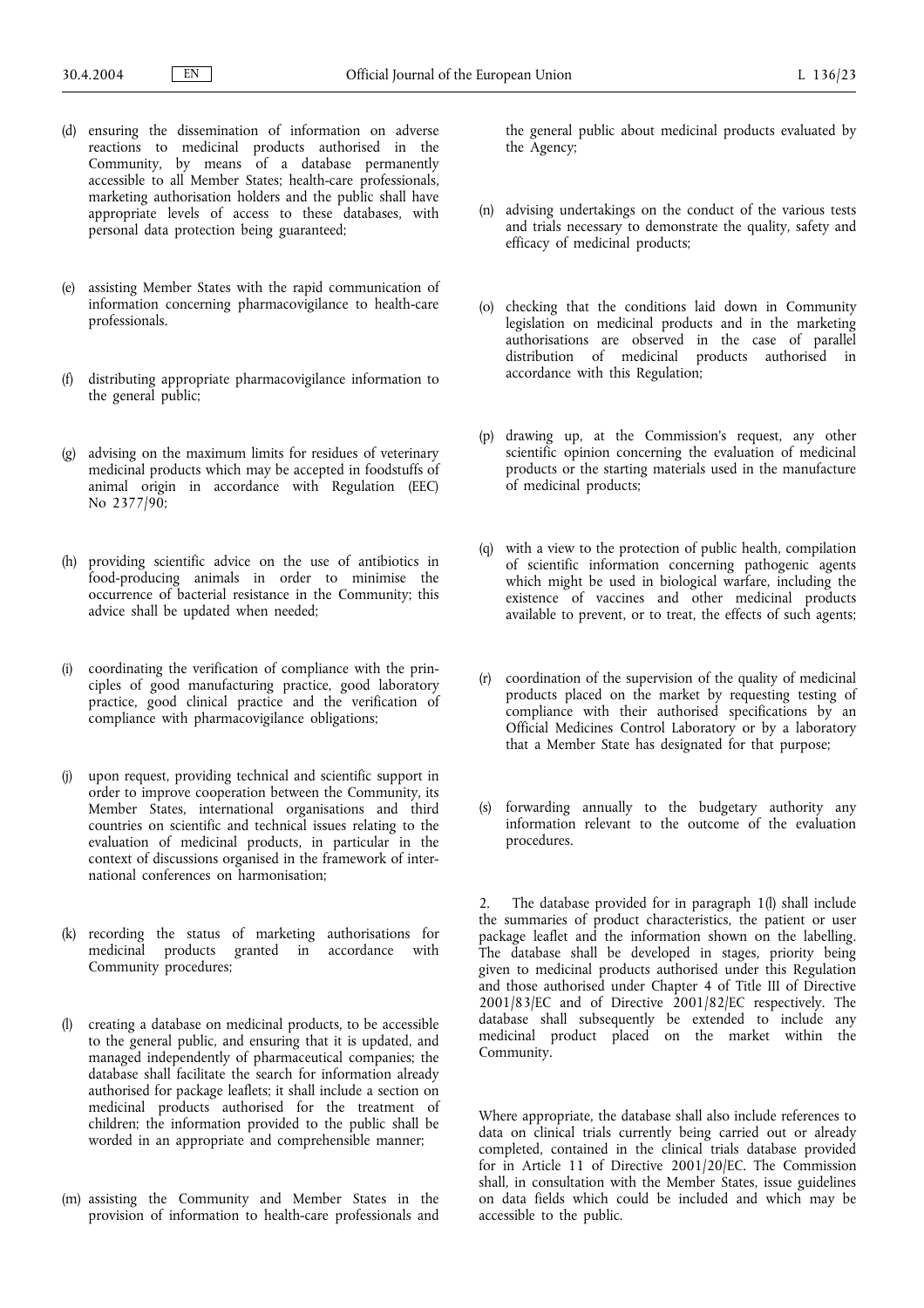(d) ensuring the dissemination of information on adverse reactions to medicinal products authorised in the Community, by means of a database permanently accessible to all Member States; health-care professionals, marketing authorisation holders and the public shall have appropriate levels of access to these databases, with personal data protection being guaranteed;

(e) assisting Member States with the rapid communication of information concerning pharmacovigilance to health-care professionals.

(f) distributing appropriate pharmacovigilance information to the general public;

(g) advising on the maximum limits for residues of veterinary medicinal products which may be accepted in foodstuffs of animal origin in accordance with Regulation (EEC) No 2377/90;

(h) providing scientific advice on the use of antibiotics in food-producing animals in order to minimise the occurrence of bacterial resistance in the Community; this advice shall be updated when needed;

(i) coordinating the verification of compliance with the principles of good manufacturing practice, good laboratory practice, good clinical practice and the verification of compliance with pharmacovigilance obligations;

(j) upon request, providing technical and scientific support in order to improve cooperation between the Community, its Member States, international organisations and third countries on scientific and technical issues relating to the evaluation of medicinal products, in particular in the context of discussions organised in the framework of international conferences on harmonisation;

(k) recording the status of marketing authorisations for medicinal products granted in accordance with Community procedures;

(l) creating a database on medicinal products, to be accessible to the general public, and ensuring that it is updated, and managed independently of pharmaceutical companies; the database shall facilitate the search for information already authorised for package leaflets; it shall include a section on medicinal products authorised for the treatment of children; the information provided to the public shall be worded in an appropriate and comprehensible manner;

(m) assisting the Community and Member States in the provision of information to health-care professionals and the general public about medicinal products evaluated by the Agency;

(n) advising undertakings on the conduct of the various tests and trials necessary to demonstrate the quality, safety and efficacy of medicinal products;

(o) checking that the conditions laid down in Community legislation on medicinal products and in the marketing authorisations are observed in the case of parallel distribution of medicinal products authorised in accordance with this Regulation;

(p) drawing up, at the Commission's request, any other scientific opinion concerning the evaluation of medicinal products or the starting materials used in the manufacture of medicinal products;

(q) with a view to the protection of public health, compilation of scientific information concerning pathogenic agents which might be used in biological warfare, including the existence of vaccines and other medicinal products available to prevent, or to treat, the effects of such agents;

(r) coordination of the supervision of the quality of medicinal products placed on the market by requesting testing of compliance with their authorised specifications by an Official Medicines Control Laboratory or by a laboratory that a Member State has designated for that purpose;

(s) forwarding annually to the budgetary authority any information relevant to the outcome of the evaluation procedures.

2. The database provided for in paragraph 1(l) shall include the summaries of product characteristics, the patient or user package leaflet and the information shown on the labelling. The database shall be developed in stages, priority being given to medicinal products authorised under this Regulation and those authorised under Chapter 4 of Title III of Directive 2001/83/EC and of Directive 2001/82/EC respectively. The database shall subsequently be extended to include any medicinal product placed on the market within the Community.

Where appropriate, the database shall also include references to data on clinical trials currently being carried out or already completed, contained in the clinical trials database provided for in Article 11 of Directive 2001/20/EC. The Commission shall, in consultation with the Member States, issue guidelines on data fields which could be included and which may be accessible to the public.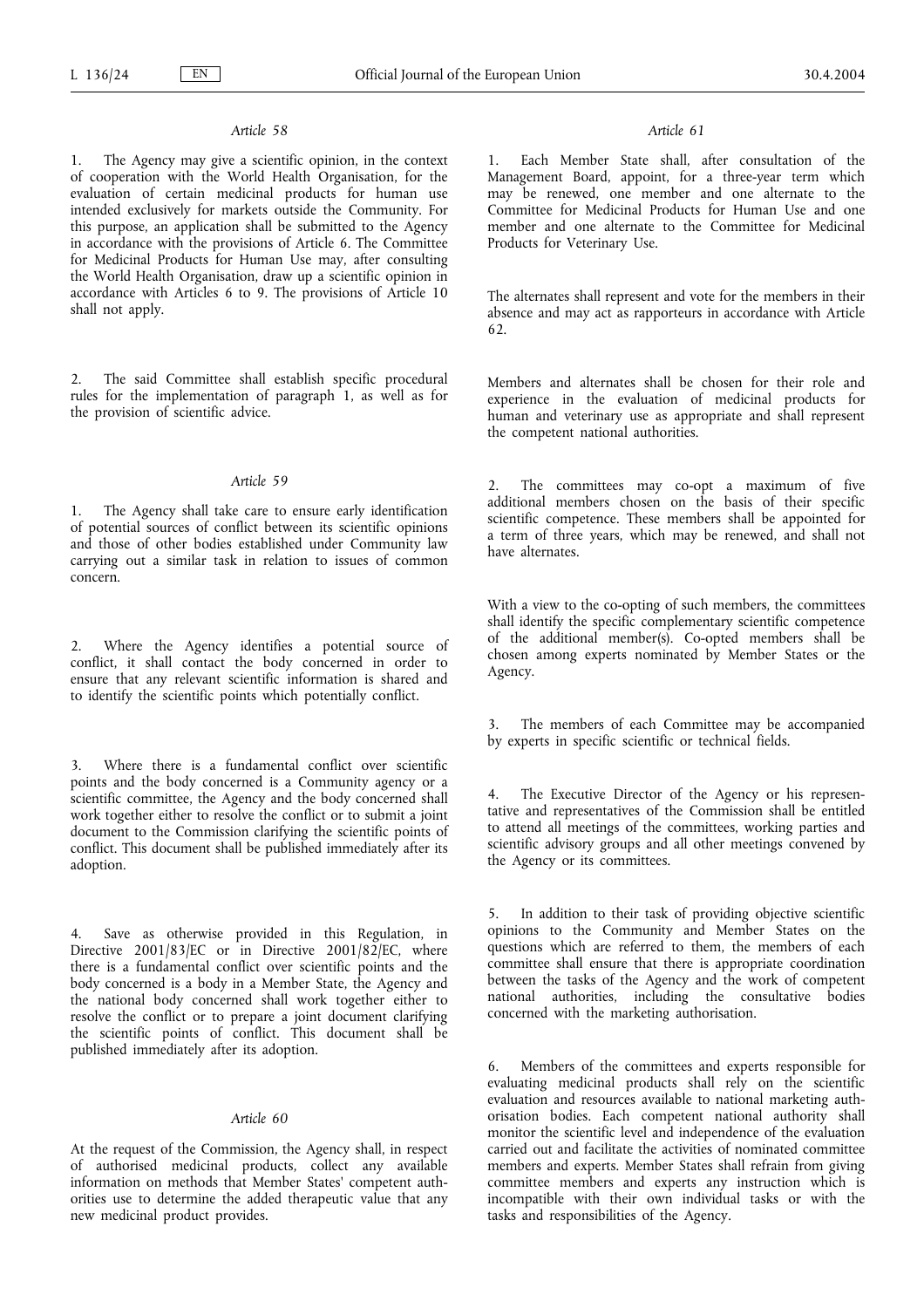*Article 58*

1. The Agency may give a scientific opinion, in the context of cooperation with the World Health Organisation, for the evaluation of certain medicinal products for human use intended exclusively for markets outside the Community. For this purpose, an application shall be submitted to the Agency in accordance with the provisions of Article 6. The Committee for Medicinal Products for Human Use may, after consulting the World Health Organisation, draw up a scientific opinion in accordance with Articles 6 to 9. The provisions of Article 10 shall not apply.

2. The said Committee shall establish specific procedural rules for the implementation of paragraph 1, as well as for the provision of scientific advice.

*Article 59*

1. The Agency shall take care to ensure early identification of potential sources of conflict between its scientific opinions and those of other bodies established under Community law carrying out a similar task in relation to issues of common concern.

2. Where the Agency identifies a potential source of conflict, it shall contact the body concerned in order to ensure that any relevant scientific information is shared and to identify the scientific points which potentially conflict.

3. Where there is a fundamental conflict over scientific points and the body concerned is a Community agency or a scientific committee, the Agency and the body concerned shall work together either to resolve the conflict or to submit a joint document to the Commission clarifying the scientific points of conflict. This document shall be published immediately after its adoption.

4. Save as otherwise provided in this Regulation, in Directive 2001/83/EC or in Directive 2001/82/EC, where there is a fundamental conflict over scientific points and the body concerned is a body in a Member State, the Agency and the national body concerned shall work together either to resolve the conflict or to prepare a joint document clarifying the scientific points of conflict. This document shall be published immediately after its adoption.

*Article 60*

At the request of the Commission, the Agency shall, in respect of authorised medicinal products, collect any available information on methods that Member States' competent authorities use to determine the added therapeutic value that any new medicinal product provides.

*Article 61*

1. Each Member State shall, after consultation of the Management Board, appoint, for a three-year term which may be renewed, one member and one alternate to the Committee for Medicinal Products for Human Use and one member and one alternate to the Committee for Medicinal Products for Veterinary Use.

The alternates shall represent and vote for the members in their absence and may act as rapporteurs in accordance with Article 62.

Members and alternates shall be chosen for their role and experience in the evaluation of medicinal products for human and veterinary use as appropriate and shall represent the competent national authorities.

2. The committees may co-opt a maximum of five additional members chosen on the basis of their specific scientific competence. These members shall be appointed for a term of three years, which may be renewed, and shall not have alternates.

With a view to the co-opting of such members, the committees shall identify the specific complementary scientific competence of the additional member(s). Co-opted members shall be chosen among experts nominated by Member States or the Agency.

3. The members of each Committee may be accompanied by experts in specific scientific or technical fields.

4. The Executive Director of the Agency or his representative and representatives of the Commission shall be entitled to attend all meetings of the committees, working parties and scientific advisory groups and all other meetings convened by the Agency or its committees.

5. In addition to their task of providing objective scientific opinions to the Community and Member States on the questions which are referred to them, the members of each committee shall ensure that there is appropriate coordination between the tasks of the Agency and the work of competent national authorities, including the consultative bodies concerned with the marketing authorisation.

6. Members of the committees and experts responsible for evaluating medicinal products shall rely on the scientific evaluation and resources available to national marketing authorisation bodies. Each competent national authority shall monitor the scientific level and independence of the evaluation carried out and facilitate the activities of nominated committee members and experts. Member States shall refrain from giving committee members and experts any instruction which is incompatible with their own individual tasks or with the tasks and responsibilities of the Agency.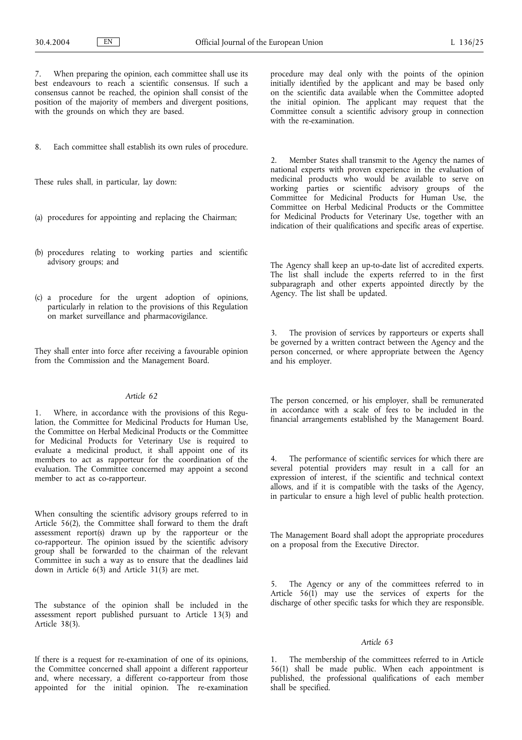7. When preparing the opinion, each committee shall use its best endeavours to reach a scientific consensus. If such a consensus cannot be reached, the opinion shall consist of the position of the majority of members and divergent positions, with the grounds on which they are based.

8. Each committee shall establish its own rules of procedure.

These rules shall, in particular, lay down:

(a) procedures for appointing and replacing the Chairman;

(b) procedures relating to working parties and scientific advisory groups; and

(c) a procedure for the urgent adoption of opinions, particularly in relation to the provisions of this Regulation on market surveillance and pharmacovigilance.

They shall enter into force after receiving a favourable opinion from the Commission and the Management Board.

*Article 62*

1. Where, in accordance with the provisions of this Regulation, the Committee for Medicinal Products for Human Use, the Committee on Herbal Medicinal Products or the Committee for Medicinal Products for Veterinary Use is required to evaluate a medicinal product, it shall appoint one of its members to act as rapporteur for the coordination of the evaluation. The Committee concerned may appoint a second member to act as co-rapporteur.

When consulting the scientific advisory groups referred to in Article 56(2), the Committee shall forward to them the draft assessment report(s) drawn up by the rapporteur or the co-rapporteur. The opinion issued by the scientific advisory group shall be forwarded to the chairman of the relevant Committee in such a way as to ensure that the deadlines laid down in Article 6(3) and Article 31(3) are met.

The substance of the opinion shall be included in the assessment report published pursuant to Article 13(3) and Article 38(3).

If there is a request for re-examination of one of its opinions, the Committee concerned shall appoint a different rapporteur and, where necessary, a different co-rapporteur from those appointed for the initial opinion. The re-examination procedure may deal only with the points of the opinion initially identified by the applicant and may be based only on the scientific data available when the Committee adopted the initial opinion. The applicant may request that the Committee consult a scientific advisory group in connection with the re-examination.

2. Member States shall transmit to the Agency the names of national experts with proven experience in the evaluation of medicinal products who would be available to serve on working parties or scientific advisory groups of the Committee for Medicinal Products for Human Use, the Committee on Herbal Medicinal Products or the Committee for Medicinal Products for Veterinary Use, together with an indication of their qualifications and specific areas of expertise.

The Agency shall keep an up-to-date list of accredited experts. The list shall include the experts referred to in the first subparagraph and other experts appointed directly by the Agency. The list shall be updated.

3. The provision of services by rapporteurs or experts shall be governed by a written contract between the Agency and the person concerned, or where appropriate between the Agency and his employer.

The person concerned, or his employer, shall be remunerated in accordance with a scale of fees to be included in the financial arrangements established by the Management Board.

4. The performance of scientific services for which there are several potential providers may result in a call for an expression of interest, if the scientific and technical context allows, and if it is compatible with the tasks of the Agency, in particular to ensure a high level of public health protection.

The Management Board shall adopt the appropriate procedures on a proposal from the Executive Director.

5. The Agency or any of the committees referred to in Article 56(1) may use the services of experts for the discharge of other specific tasks for which they are responsible.

*Article 63*

1. The membership of the committees referred to in Article 56(1) shall be made public. When each appointment is published, the professional qualifications of each member shall be specified.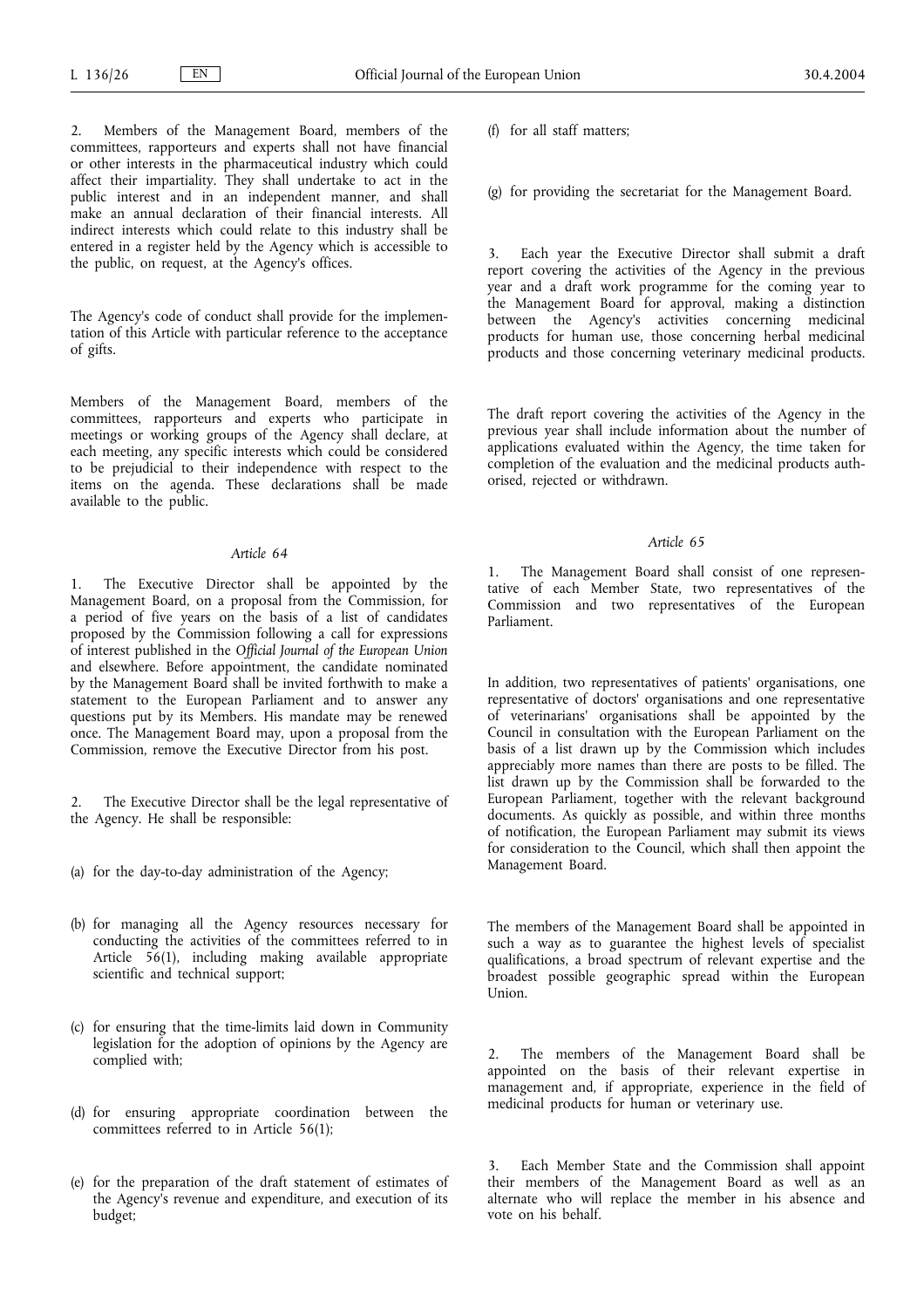2. Members of the Management Board, members of the committees, rapporteurs and experts shall not have financial or other interests in the pharmaceutical industry which could affect their impartiality. They shall undertake to act in the public interest and in an independent manner, and shall make an annual declaration of their financial interests. All indirect interests which could relate to this industry shall be entered in a register held by the Agency which is accessible to the public, on request, at the Agency's offices.

The Agency's code of conduct shall provide for the implementation of this Article with particular reference to the acceptance of gifts.

Members of the Management Board, members of the committees, rapporteurs and experts who participate in meetings or working groups of the Agency shall declare, at each meeting, any specific interests which could be considered to be prejudicial to their independence with respect to the items on the agenda. These declarations shall be made available to the public.

*Article 64*

1. The Executive Director shall be appointed by the Management Board, on a proposal from the Commission, for a period of five years on the basis of a list of candidates proposed by the Commission following a call for expressions of interest published in the *Official Journal of the European Union* and elsewhere. Before appointment, the candidate nominated by the Management Board shall be invited forthwith to make a statement to the European Parliament and to answer any questions put by its Members. His mandate may be renewed once. The Management Board may, upon a proposal from the Commission, remove the Executive Director from his post.

2. The Executive Director shall be the legal representative of the Agency. He shall be responsible:

(a) for the day-to-day administration of the Agency;

(b) for managing all the Agency resources necessary for conducting the activities of the committees referred to in Article 56(1), including making available appropriate scientific and technical support;

(c) for ensuring that the time-limits laid down in Community legislation for the adoption of opinions by the Agency are complied with;

(d) for ensuring appropriate coordination between the committees referred to in Article 56(1);

(e) for the preparation of the draft statement of estimates of the Agency's revenue and expenditure, and execution of its budget;

(f) for all staff matters;

(g) for providing the secretariat for the Management Board.

3. Each year the Executive Director shall submit a draft report covering the activities of the Agency in the previous year and a draft work programme for the coming year to the Management Board for approval, making a distinction between the Agency's activities concerning medicinal products for human use, those concerning herbal medicinal products and those concerning veterinary medicinal products.

The draft report covering the activities of the Agency in the previous year shall include information about the number of applications evaluated within the Agency, the time taken for completion of the evaluation and the medicinal products authorised, rejected or withdrawn.

*Article 65*

1. The Management Board shall consist of one representative of each Member State, two representatives of the Commission and two representatives of the European Parliament.

In addition, two representatives of patients' organisations, one representative of doctors' organisations and one representative of veterinarians' organisations shall be appointed by the Council in consultation with the European Parliament on the basis of a list drawn up by the Commission which includes appreciably more names than there are posts to be filled. The list drawn up by the Commission shall be forwarded to the European Parliament, together with the relevant background documents. As quickly as possible, and within three months of notification, the European Parliament may submit its views for consideration to the Council, which shall then appoint the Management Board.

The members of the Management Board shall be appointed in such a way as to guarantee the highest levels of specialist qualifications, a broad spectrum of relevant expertise and the broadest possible geographic spread within the European Union.

2. The members of the Management Board shall be appointed on the basis of their relevant expertise in management and, if appropriate, experience in the field of medicinal products for human or veterinary use.

3. Each Member State and the Commission shall appoint their members of the Management Board as well as an alternate who will replace the member in his absence and vote on his behalf.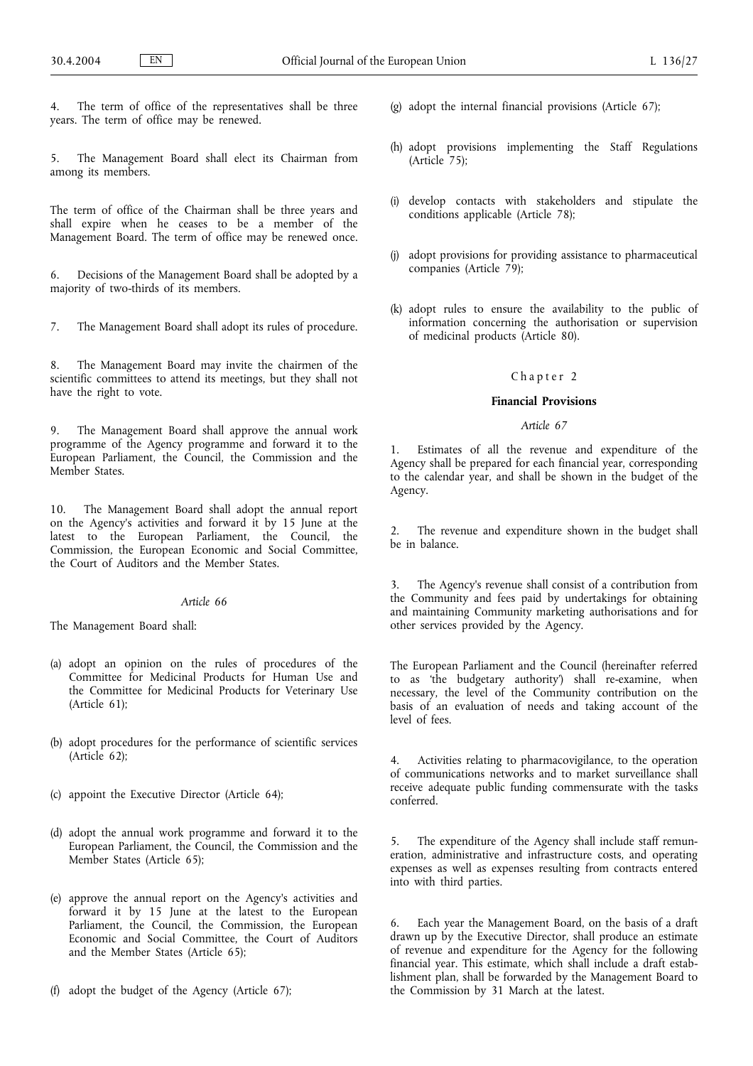4. The term of office of the representatives shall be three years. The term of office may be renewed.

5. The Management Board shall elect its Chairman from among its members.

The term of office of the Chairman shall be three years and shall expire when he ceases to be a member of the Management Board. The term of office may be renewed once.

6. Decisions of the Management Board shall be adopted by a majority of two-thirds of its members.

7. The Management Board shall adopt its rules of procedure.

8. The Management Board may invite the chairmen of the scientific committees to attend its meetings, but they shall not have the right to vote.

9. The Management Board shall approve the annual work programme of the Agency programme and forward it to the European Parliament, the Council, the Commission and the Member States.

10. The Management Board shall adopt the annual report on the Agency's activities and forward it by 15 June at the latest to the European Parliament, the Council, the Commission, the European Economic and Social Committee, the Court of Auditors and the Member States.

*Article 66*

The Management Board shall:

(a) adopt an opinion on the rules of procedures of the Committee for Medicinal Products for Human Use and the Committee for Medicinal Products for Veterinary Use (Article 61);

(b) adopt procedures for the performance of scientific services (Article 62);

(c) appoint the Executive Director (Article 64);

(d) adopt the annual work programme and forward it to the European Parliament, the Council, the Commission and the Member States (Article 65);

(e) approve the annual report on the Agency's activities and forward it by 15 June at the latest to the European Parliament, the Council, the Commission, the European Economic and Social Committee, the Court of Auditors and the Member States (Article 65);

(f) adopt the budget of the Agency (Article 67);

(g) adopt the internal financial provisions (Article 67);

(h) adopt provisions implementing the Staff Regulations (Article 75);

(i) develop contacts with stakeholders and stipulate the conditions applicable (Article 78);

(j) adopt provisions for providing assistance to pharmaceutical companies (Article 79);

(k) adopt rules to ensure the availability to the public of information concerning the authorisation or supervision of medicinal products (Article 80).

Chapter 2

**Financial Provisions**

*Article 67*

1. Estimates of all the revenue and expenditure of the Agency shall be prepared for each financial year, corresponding to the calendar year, and shall be shown in the budget of the Agency.

2. The revenue and expenditure shown in the budget shall be in balance.

3. The Agency's revenue shall consist of a contribution from the Community and fees paid by undertakings for obtaining and maintaining Community marketing authorisations and for other services provided by the Agency.

The European Parliament and the Council (hereinafter referred to as 'the budgetary authority') shall re-examine, when necessary, the level of the Community contribution on the basis of an evaluation of needs and taking account of the level of fees.

4. Activities relating to pharmacovigilance, to the operation of communications networks and to market surveillance shall receive adequate public funding commensurate with the tasks conferred.

5. The expenditure of the Agency shall include staff remuneration, administrative and infrastructure costs, and operating expenses as well as expenses resulting from contracts entered into with third parties.

6. Each year the Management Board, on the basis of a draft drawn up by the Executive Director, shall produce an estimate of revenue and expenditure for the Agency for the following financial year. This estimate, which shall include a draft establishment plan, shall be forwarded by the Management Board to the Commission by 31 March at the latest.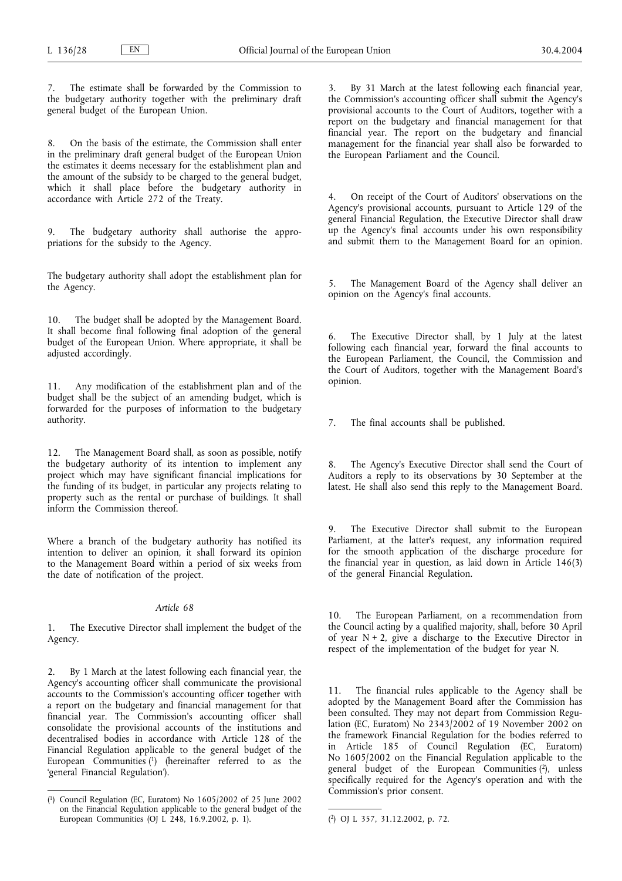7. The estimate shall be forwarded by the Commission to the budgetary authority together with the preliminary draft general budget of the European Union.

8. On the basis of the estimate, the Commission shall enter in the preliminary draft general budget of the European Union the estimates it deems necessary for the establishment plan and the amount of the subsidy to be charged to the general budget, which it shall place before the budgetary authority in accordance with Article 272 of the Treaty.

9. The budgetary authority shall authorise the appropriations for the subsidy to the Agency.

The budgetary authority shall adopt the establishment plan for the Agency.

10. The budget shall be adopted by the Management Board. It shall become final following final adoption of the general budget of the European Union. Where appropriate, it shall be adjusted accordingly.

11. Any modification of the establishment plan and of the budget shall be the subject of an amending budget, which is forwarded for the purposes of information to the budgetary authority.

12. The Management Board shall, as soon as possible, notify the budgetary authority of its intention to implement any project which may have significant financial implications for the funding of its budget, in particular any projects relating to property such as the rental or purchase of buildings. It shall inform the Commission thereof.

Where a branch of the budgetary authority has notified its intention to deliver an opinion, it shall forward its opinion to the Management Board within a period of six weeks from the date of notification of the project.

*Article 68*

1. The Executive Director shall implement the budget of the Agency.

2. By 1 March at the latest following each financial year, the Agency's accounting officer shall communicate the provisional accounts to the Commission's accounting officer together with a report on the budgetary and financial management for that financial year. The Commission's accounting officer shall consolidate the provisional accounts of the institutions and decentralised bodies in accordance with Article 128 of the Financial Regulation applicable to the general budget of the European Communities [1] (hereinafter referred to as the 'general Financial Regulation').

3. By 31 March at the latest following each financial year, the Commission's accounting officer shall submit the Agency's provisional accounts to the Court of Auditors, together with a report on the budgetary and financial management for that financial year. The report on the budgetary and financial management for the financial year shall also be forwarded to the European Parliament and the Council.

4. On receipt of the Court of Auditors' observations on the Agency's provisional accounts, pursuant to Article 129 of the general Financial Regulation, the Executive Director shall draw up the Agency's final accounts under his own responsibility and submit them to the Management Board for an opinion.

5. The Management Board of the Agency shall deliver an opinion on the Agency's final accounts.

6. The Executive Director shall, by 1 July at the latest following each financial year, forward the final accounts to the European Parliament, the Council, the Commission and the Court of Auditors, together with the Management Board's opinion.

7. The final accounts shall be published.

8. The Agency's Executive Director shall send the Court of Auditors a reply to its observations by 30 September at the latest. He shall also send this reply to the Management Board.

9. The Executive Director shall submit to the European Parliament, at the latter's request, any information required for the smooth application of the discharge procedure for the financial year in question, as laid down in Article 146(3) of the general Financial Regulation.

10. The European Parliament, on a recommendation from the Council acting by a qualified majority, shall, before 30 April of year N + 2, give a discharge to the Executive Director in respect of the implementation of the budget for year N.

11. The financial rules applicable to the Agency shall be adopted by the Management Board after the Commission has been consulted. They may not depart from Commission Regulation (EC, Euratom) No 2343/2002 of 19 November 2002 on the framework Financial Regulation for the bodies referred to in Article 185 of Council Regulation (EC, Euratom) No 1605/2002 on the Financial Regulation applicable to the general budget of the European Communities [2], unless specifically required for the Agency's operation and with the Commission's prior consent.

---

[1] Council Regulation (EC, Euratom) No 1605/2002 of 25 June 2002 on the Financial Regulation applicable to the general budget of the European Communities (OJ L 248, 16.9.2002, p. 1).

[2] OJ L 357, 31.12.2002, p. 72.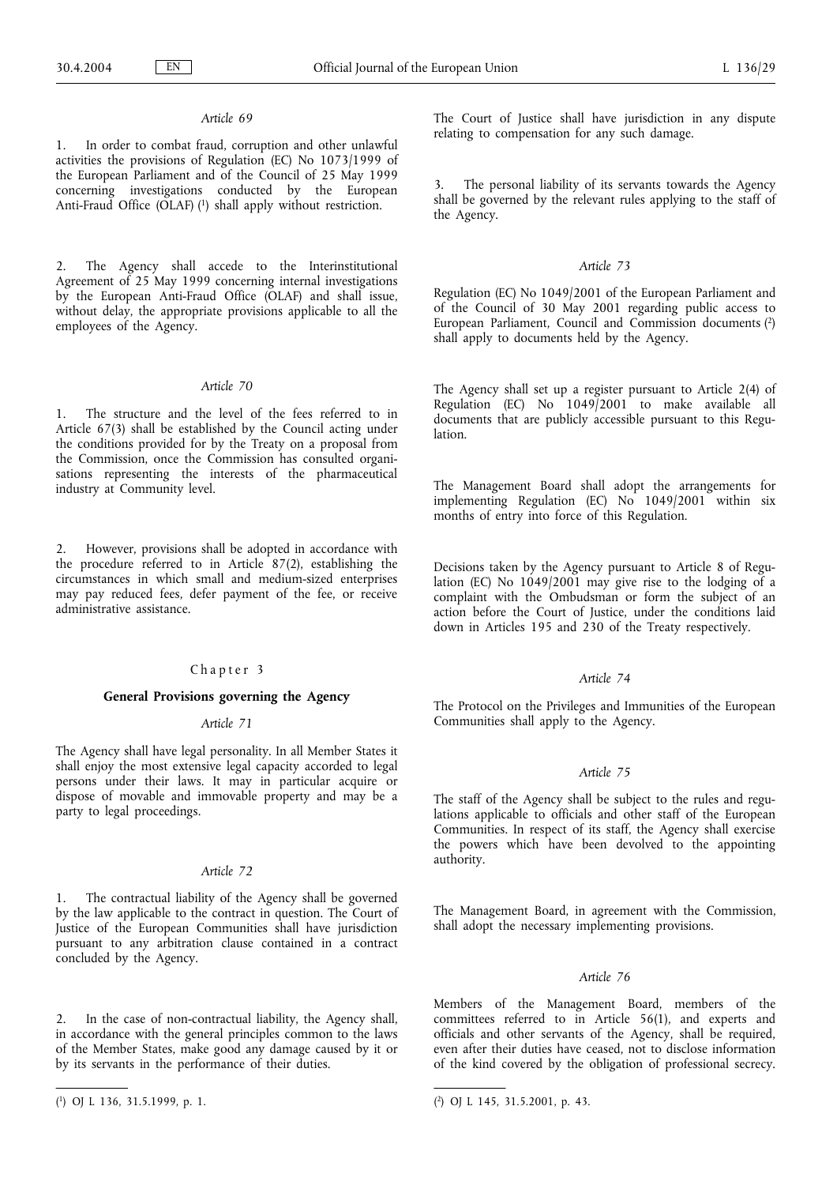*Article 69*

1. In order to combat fraud, corruption and other unlawful activities the provisions of Regulation (EC) No 1073/1999 of the European Parliament and of the Council of 25 May 1999 concerning investigations conducted by the European Anti-Fraud Office (OLAF) [1] shall apply without restriction.

2. The Agency shall accede to the Interinstitutional Agreement of 25 May 1999 concerning internal investigations by the European Anti-Fraud Office (OLAF) and shall issue, without delay, the appropriate provisions applicable to all the employees of the Agency.

*Article 70*

1. The structure and the level of the fees referred to in Article 67(3) shall be established by the Council acting under the conditions provided for by the Treaty on a proposal from the Commission, once the Commission has consulted organisations representing the interests of the pharmaceutical industry at Community level.

2. However, provisions shall be adopted in accordance with the procedure referred to in Article 87(2), establishing the circumstances in which small and medium-sized enterprises may pay reduced fees, defer payment of the fee, or receive administrative assistance.

Chapter 3

**General Provisions governing the Agency**

*Article 71*

The Agency shall have legal personality. In all Member States it shall enjoy the most extensive legal capacity accorded to legal persons under their laws. It may in particular acquire or dispose of movable and immovable property and may be a party to legal proceedings.

*Article 72*

1. The contractual liability of the Agency shall be governed by the law applicable to the contract in question. The Court of Justice of the European Communities shall have jurisdiction pursuant to any arbitration clause contained in a contract concluded by the Agency.

2. In the case of non-contractual liability, the Agency shall, in accordance with the general principles common to the laws of the Member States, make good any damage caused by it or by its servants in the performance of their duties.

The Court of Justice shall have jurisdiction in any dispute relating to compensation for any such damage.

3. The personal liability of its servants towards the Agency shall be governed by the relevant rules applying to the staff of the Agency.

*Article 73*

Regulation (EC) No 1049/2001 of the European Parliament and of the Council of 30 May 2001 regarding public access to European Parliament, Council and Commission documents [2] shall apply to documents held by the Agency.

The Agency shall set up a register pursuant to Article 2(4) of Regulation (EC) No 1049/2001 to make available all documents that are publicly accessible pursuant to this Regulation.

The Management Board shall adopt the arrangements for implementing Regulation (EC) No 1049/2001 within six months of entry into force of this Regulation.

Decisions taken by the Agency pursuant to Article 8 of Regulation (EC) No 1049/2001 may give rise to the lodging of a complaint with the Ombudsman or form the subject of an action before the Court of Justice, under the conditions laid down in Articles 195 and 230 of the Treaty respectively.

*Article 74*

The Protocol on the Privileges and Immunities of the European Communities shall apply to the Agency.

*Article 75*

The staff of the Agency shall be subject to the rules and regulations applicable to officials and other staff of the European Communities. In respect of its staff, the Agency shall exercise the powers which have been devolved to the appointing authority.

The Management Board, in agreement with the Commission, shall adopt the necessary implementing provisions.

*Article 76*

Members of the Management Board, members of the committees referred to in Article 56(1), and experts and officials and other servants of the Agency, shall be required, even after their duties have ceased, not to disclose information of the kind covered by the obligation of professional secrecy.

---

[1] OJ L 136, 31.5.1999, p. 1.

[2] OJ L 145, 31.5.2001, p. 43.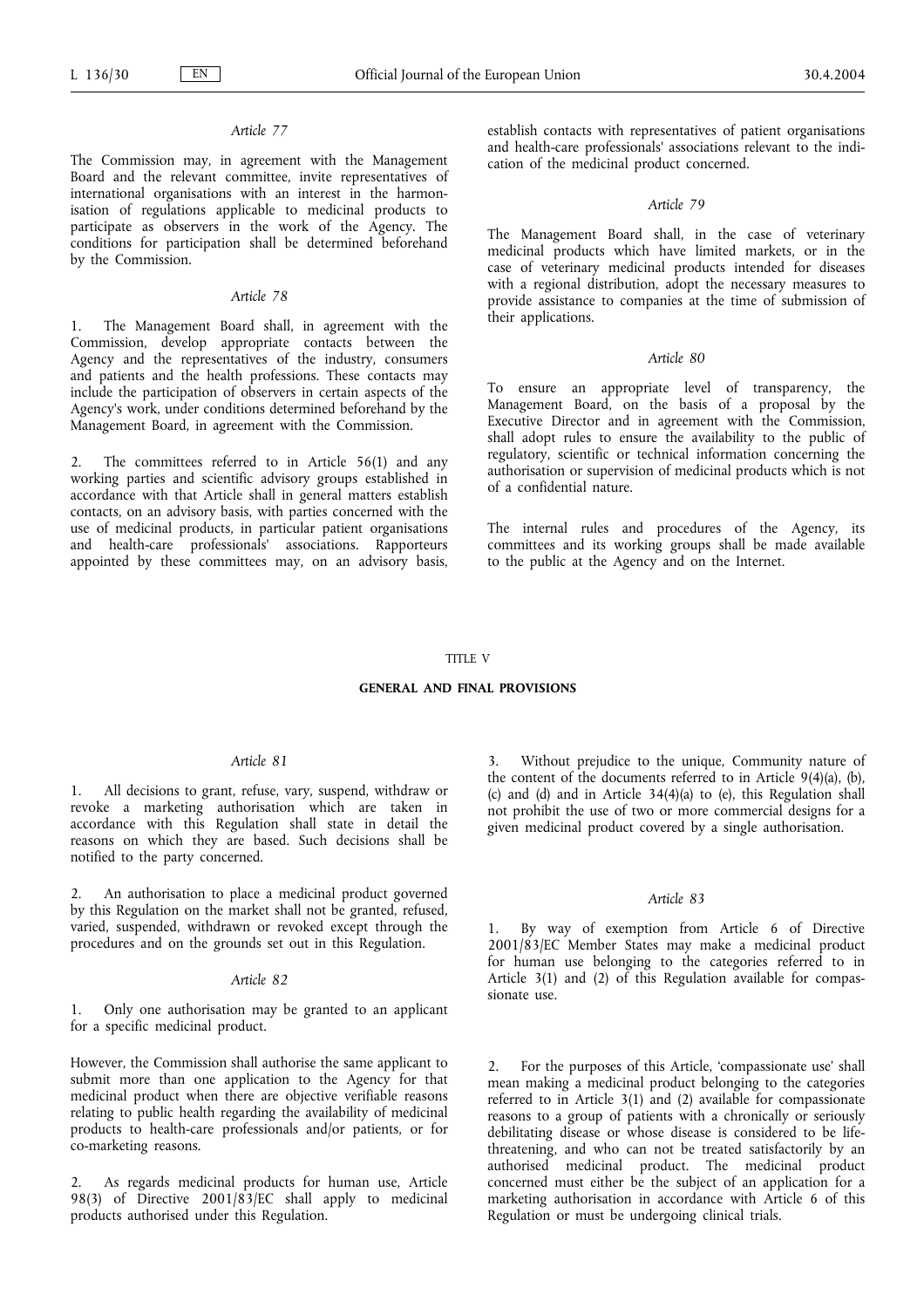*Article 77*

The Commission may, in agreement with the Management Board and the relevant committee, invite representatives of international organisations with an interest in the harmonisation of regulations applicable to medicinal products to participate as observers in the work of the Agency. The conditions for participation shall be determined beforehand by the Commission.

*Article 78*

1. The Management Board shall, in agreement with the Commission, develop appropriate contacts between the Agency and the representatives of the industry, consumers and patients and the health professions. These contacts may include the participation of observers in certain aspects of the Agency's work, under conditions determined beforehand by the Management Board, in agreement with the Commission.

2. The committees referred to in Article 56(1) and any working parties and scientific advisory groups established in accordance with that Article shall in general matters establish contacts, on an advisory basis, with parties concerned with the use of medicinal products, in particular patient organisations and health-care professionals' associations. Rapporteurs appointed by these committees may, on an advisory basis, establish contacts with representatives of patient organisations and health-care professionals' associations relevant to the indication of the medicinal product concerned.

*Article 79*

The Management Board shall, in the case of veterinary medicinal products which have limited markets, or in the case of veterinary medicinal products intended for diseases with a regional distribution, adopt the necessary measures to provide assistance to companies at the time of submission of their applications.

*Article 80*

To ensure an appropriate level of transparency, the Management Board, on the basis of a proposal by the Executive Director and in agreement with the Commission, shall adopt rules to ensure the availability to the public of regulatory, scientific or technical information concerning the authorisation or supervision of medicinal products which is not of a confidential nature.

The internal rules and procedures of the Agency, its committees and its working groups shall be made available to the public at the Agency and on the Internet.

TITLE V

## GENERAL AND FINAL PROVISIONS

*Article 81*

1. All decisions to grant, refuse, vary, suspend, withdraw or revoke a marketing authorisation which are taken in accordance with this Regulation shall state in detail the reasons on which they are based. Such decisions shall be notified to the party concerned.

2. An authorisation to place a medicinal product governed by this Regulation on the market shall not be granted, refused, varied, suspended, withdrawn or revoked except through the procedures and on the grounds set out in this Regulation.

*Article 82*

1. Only one authorisation may be granted to an applicant for a specific medicinal product.

However, the Commission shall authorise the same applicant to submit more than one application to the Agency for that medicinal product when there are objective verifiable reasons relating to public health regarding the availability of medicinal products to health-care professionals and/or patients, or for co-marketing reasons.

2. As regards medicinal products for human use, Article 98(3) of Directive 2001/83/EC shall apply to medicinal products authorised under this Regulation.

3. Without prejudice to the unique, Community nature of the content of the documents referred to in Article 9(4)(a), (b), (c) and (d) and in Article 34(4)(a) to (e), this Regulation shall not prohibit the use of two or more commercial designs for a given medicinal product covered by a single authorisation.

*Article 83*

1. By way of exemption from Article 6 of Directive 2001/83/EC Member States may make a medicinal product for human use belonging to the categories referred to in Article 3(1) and (2) of this Regulation available for compassionate use.

2. For the purposes of this Article, 'compassionate use' shall mean making a medicinal product belonging to the categories referred to in Article 3(1) and (2) available for compassionate reasons to a group of patients with a chronically or seriously debilitating disease or whose disease is considered to be life-threatening, and who can not be treated satisfactorily by an authorised medicinal product. The medicinal product concerned must either be the subject of an application for a marketing authorisation in accordance with Article 6 of this Regulation or must be undergoing clinical trials.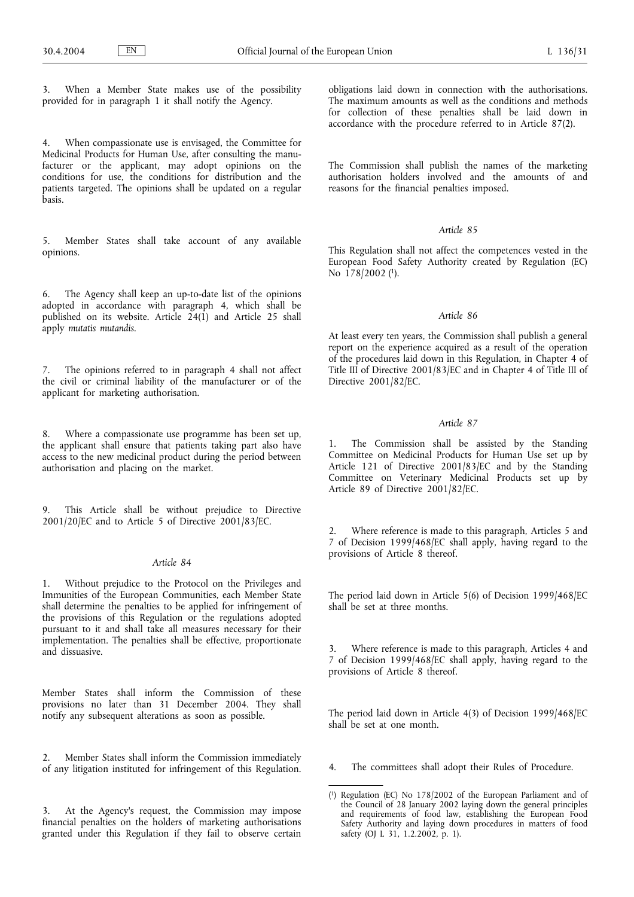3. When a Member State makes use of the possibility provided for in paragraph 1 it shall notify the Agency.

4. When compassionate use is envisaged, the Committee for Medicinal Products for Human Use, after consulting the manufacturer or the applicant, may adopt opinions on the conditions for use, the conditions for distribution and the patients targeted. The opinions shall be updated on a regular basis.

5. Member States shall take account of any available opinions.

6. The Agency shall keep an up-to-date list of the opinions adopted in accordance with paragraph 4, which shall be published on its website. Article 24(1) and Article 25 shall apply *mutatis mutandis*.

7. The opinions referred to in paragraph 4 shall not affect the civil or criminal liability of the manufacturer or of the applicant for marketing authorisation.

8. Where a compassionate use programme has been set up, the applicant shall ensure that patients taking part also have access to the new medicinal product during the period between authorisation and placing on the market.

9. This Article shall be without prejudice to Directive 2001/20/EC and to Article 5 of Directive 2001/83/EC.

### *Article 84*

1. Without prejudice to the Protocol on the Privileges and Immunities of the European Communities, each Member State shall determine the penalties to be applied for infringement of the provisions of this Regulation or the regulations adopted pursuant to it and shall take all measures necessary for their implementation. The penalties shall be effective, proportionate and dissuasive.

Member States shall inform the Commission of these provisions no later than 31 December 2004. They shall notify any subsequent alterations as soon as possible.

2. Member States shall inform the Commission immediately of any litigation instituted for infringement of this Regulation.

3. At the Agency's request, the Commission may impose financial penalties on the holders of marketing authorisations granted under this Regulation if they fail to observe certain obligations laid down in connection with the authorisations. The maximum amounts as well as the conditions and methods for collection of these penalties shall be laid down in accordance with the procedure referred to in Article 87(2).

The Commission shall publish the names of the marketing authorisation holders involved and the amounts of and reasons for the financial penalties imposed.

### *Article 85*

This Regulation shall not affect the competences vested in the European Food Safety Authority created by Regulation (EC) No 178/2002 [1].

### *Article 86*

At least every ten years, the Commission shall publish a general report on the experience acquired as a result of the operation of the procedures laid down in this Regulation, in Chapter 4 of Title III of Directive 2001/83/EC and in Chapter 4 of Title III of Directive 2001/82/EC.

### *Article 87*

1. The Commission shall be assisted by the Standing Committee on Medicinal Products for Human Use set up by Article 121 of Directive 2001/83/EC and by the Standing Committee on Veterinary Medicinal Products set up by Article 89 of Directive 2001/82/EC.

2. Where reference is made to this paragraph, Articles 5 and 7 of Decision 1999/468/EC shall apply, having regard to the provisions of Article 8 thereof.

The period laid down in Article 5(6) of Decision 1999/468/EC shall be set at three months.

3. Where reference is made to this paragraph, Articles 4 and 7 of Decision 1999/468/EC shall apply, having regard to the provisions of Article 8 thereof.

The period laid down in Article 4(3) of Decision 1999/468/EC shall be set at one month.

4. The committees shall adopt their Rules of Procedure.

---

[1] Regulation (EC) No 178/2002 of the European Parliament and of the Council of 28 January 2002 laying down the general principles and requirements of food law, establishing the European Food Safety Authority and laying down procedures in matters of food safety (OJ L 31, 1.2.2002, p. 1).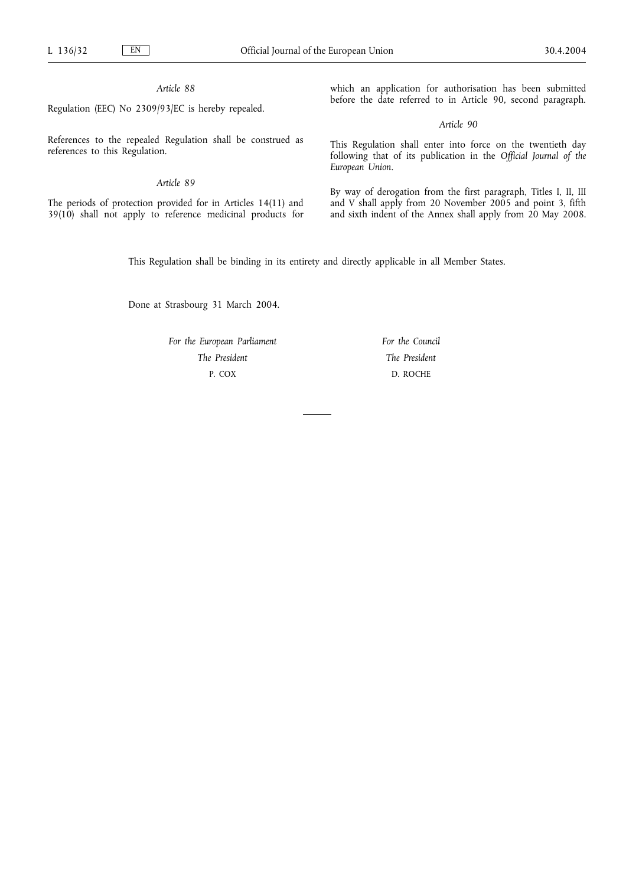*Article 88*

Regulation (EEC) No 2309/93/EC is hereby repealed.

References to the repealed Regulation shall be construed as references to this Regulation.

*Article 89*

The periods of protection provided for in Articles 14(11) and 39(10) shall not apply to reference medicinal products for which an application for authorisation has been submitted before the date referred to in Article 90, second paragraph.

*Article 90*

This Regulation shall enter into force on the twentieth day following that of its publication in the *Official Journal of the European Union*.

By way of derogation from the first paragraph, Titles I, II, III and V shall apply from 20 November 2005 and point 3, fifth and sixth indent of the Annex shall apply from 20 May 2008.

This Regulation shall be binding in its entirety and directly applicable in all Member States.

Done at Strasbourg 31 March 2004.

| *For the European Parliament* | *For the Council* |
|---|---|
| *The President* | *The President* |
| P. COX | D. ROCHE |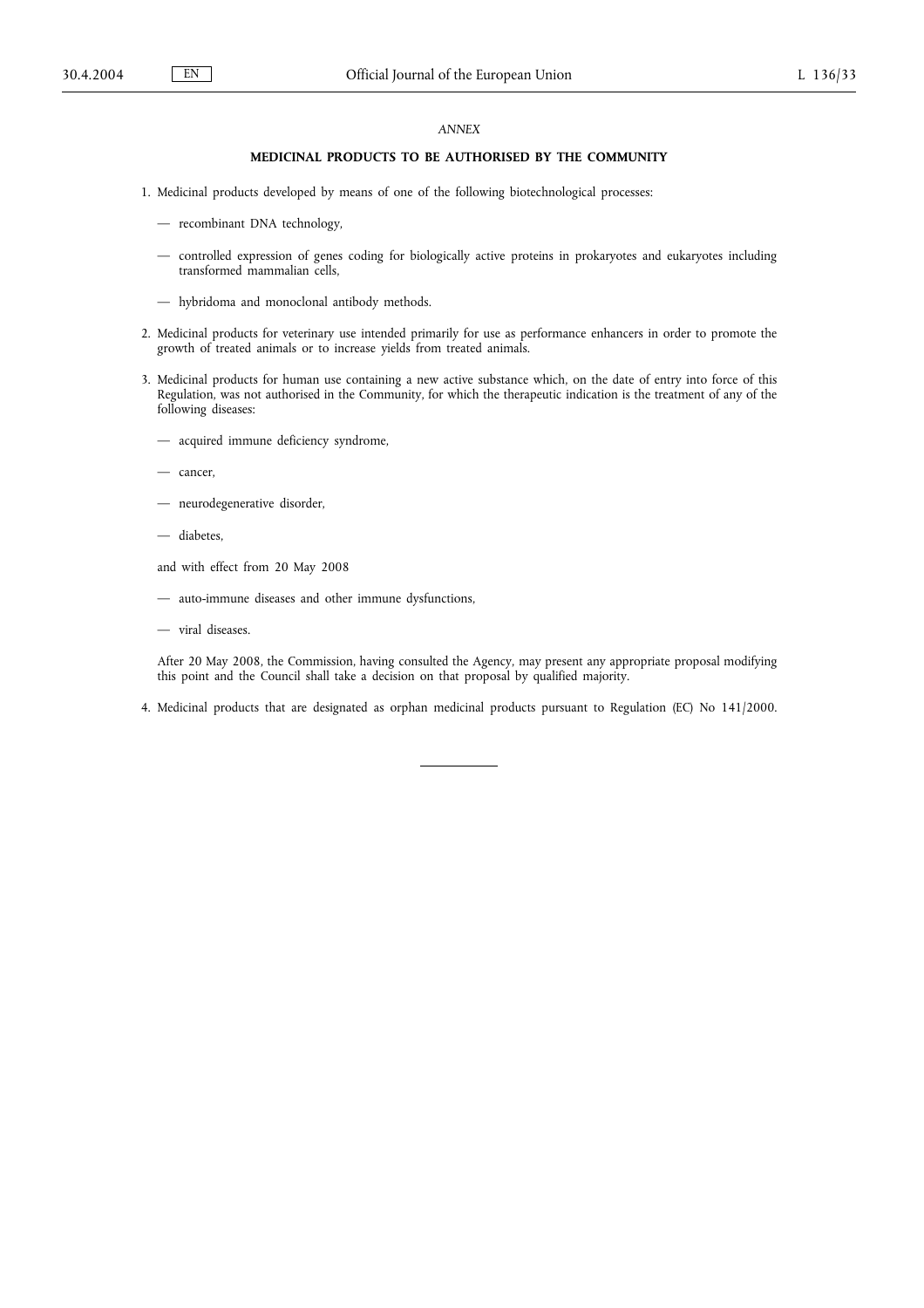*ANNEX*

**MEDICINAL PRODUCTS TO BE AUTHORISED BY THE COMMUNITY**

1. Medicinal products developed by means of one of the following biotechnological processes:

   — recombinant DNA technology,

   — controlled expression of genes coding for biologically active proteins in prokaryotes and eukaryotes including transformed mammalian cells,

   — hybridoma and monoclonal antibody methods.

2. Medicinal products for veterinary use intended primarily for use as performance enhancers in order to promote the growth of treated animals or to increase yields from treated animals.

3. Medicinal products for human use containing a new active substance which, on the date of entry into force of this Regulation, was not authorised in the Community, for which the therapeutic indication is the treatment of any of the following diseases:

   — acquired immune deficiency syndrome,

   — cancer,

   — neurodegenerative disorder,

   — diabetes,

   and with effect from 20 May 2008

   — auto-immune diseases and other immune dysfunctions,

   — viral diseases.

   After 20 May 2008, the Commission, having consulted the Agency, may present any appropriate proposal modifying this point and the Council shall take a decision on that proposal by qualified majority.

4. Medicinal products that are designated as orphan medicinal products pursuant to Regulation (EC) No 141/2000.